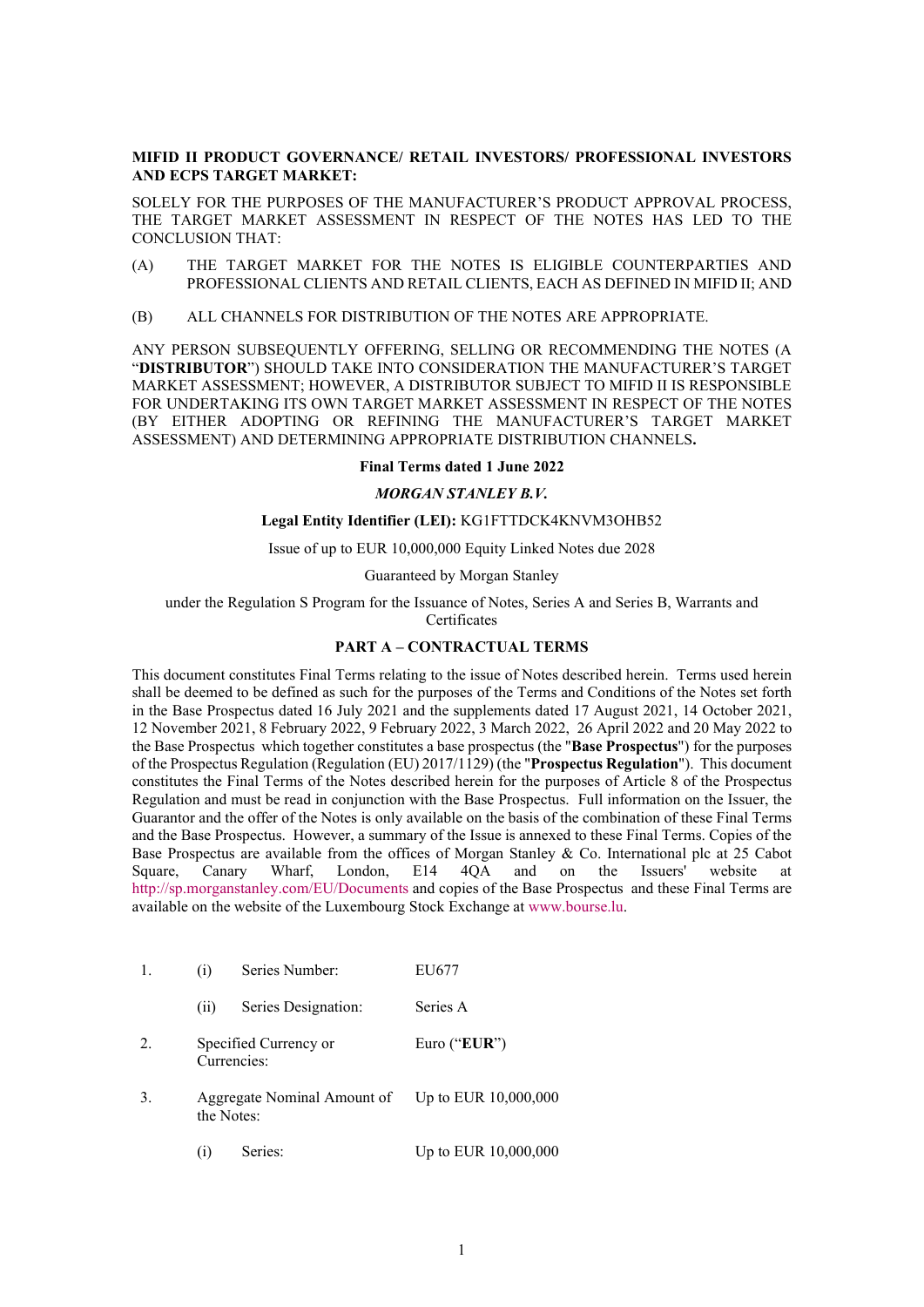**MIFID II PRODUCT GOVERNANCE/ RETAIL INVESTORS/ PROFESSIONAL INVESTORS AND ECPS TARGET MARKET:**

SOLELY FOR THE PURPOSES OF THE MANUFACTURER'S PRODUCT APPROVAL PROCESS, THE TARGET MARKET ASSESSMENT IN RESPECT OF THE NOTES HAS LED TO THE CONCLUSION THAT:

(A) THE TARGET MARKET FOR THE NOTES IS ELIGIBLE COUNTERPARTIES AND PROFESSIONAL CLIENTS AND RETAIL CLIENTS, EACH AS DEFINED IN MIFID II; AND

(B) ALL CHANNELS FOR DISTRIBUTION OF THE NOTES ARE APPROPRIATE.

ANY PERSON SUBSEQUENTLY OFFERING, SELLING OR RECOMMENDING THE NOTES (A "**DISTRIBUTOR**") SHOULD TAKE INTO CONSIDERATION THE MANUFACTURER'S TARGET MARKET ASSESSMENT; HOWEVER, A DISTRIBUTOR SUBJECT TO MIFID II IS RESPONSIBLE FOR UNDERTAKING ITS OWN TARGET MARKET ASSESSMENT IN RESPECT OF THE NOTES (BY EITHER ADOPTING OR REFINING THE MANUFACTURER'S TARGET MARKET ASSESSMENT) AND DETERMINING APPROPRIATE DISTRIBUTION CHANNELS**.**

**Final Terms dated 1 June 2022**

***MORGAN STANLEY B.V.***

**Legal Entity Identifier (LEI):** KG1FTTDCK4KNVM3OHB52

Issue of up to EUR 10,000,000 Equity Linked Notes due 2028

Guaranteed by Morgan Stanley

under the Regulation S Program for the Issuance of Notes, Series A and Series B, Warrants and Certificates

**PART A – CONTRACTUAL TERMS**

This document constitutes Final Terms relating to the issue of Notes described herein. Terms used herein shall be deemed to be defined as such for the purposes of the Terms and Conditions of the Notes set forth in the Base Prospectus dated 16 July 2021 and the supplements dated 17 August 2021, 14 October 2021, 12 November 2021, 8 February 2022, 9 February 2022, 3 March 2022, 26 April 2022 and 20 May 2022 to the Base Prospectus which together constitutes a base prospectus (the "**Base Prospectus**") for the purposes of the Prospectus Regulation (Regulation (EU) 2017/1129) (the "**Prospectus Regulation**"). This document constitutes the Final Terms of the Notes described herein for the purposes of Article 8 of the Prospectus Regulation and must be read in conjunction with the Base Prospectus. Full information on the Issuer, the Guarantor and the offer of the Notes is only available on the basis of the combination of these Final Terms and the Base Prospectus. However, a summary of the Issue is annexed to these Final Terms. Copies of the Base Prospectus are available from the offices of Morgan Stanley & Co. International plc at 25 Cabot Square, Canary Wharf, London, E14 4QA and on the Issuers' website at http://sp.morganstanley.com/EU/Documents and copies of the Base Prospectus and these Final Terms are available on the website of the Luxembourg Stock Exchange at www.bourse.lu.

| | | | |
|---|---|---|---|
| 1. | (i) | Series Number: | EU677 |
| | (ii) | Series Designation: | Series A |
| 2. | Specified Currency or Currencies: | | Euro ("**EUR**") |
| 3. | Aggregate Nominal Amount of the Notes: | | Up to EUR 10,000,000 |
| | (i) | Series: | Up to EUR 10,000,000 |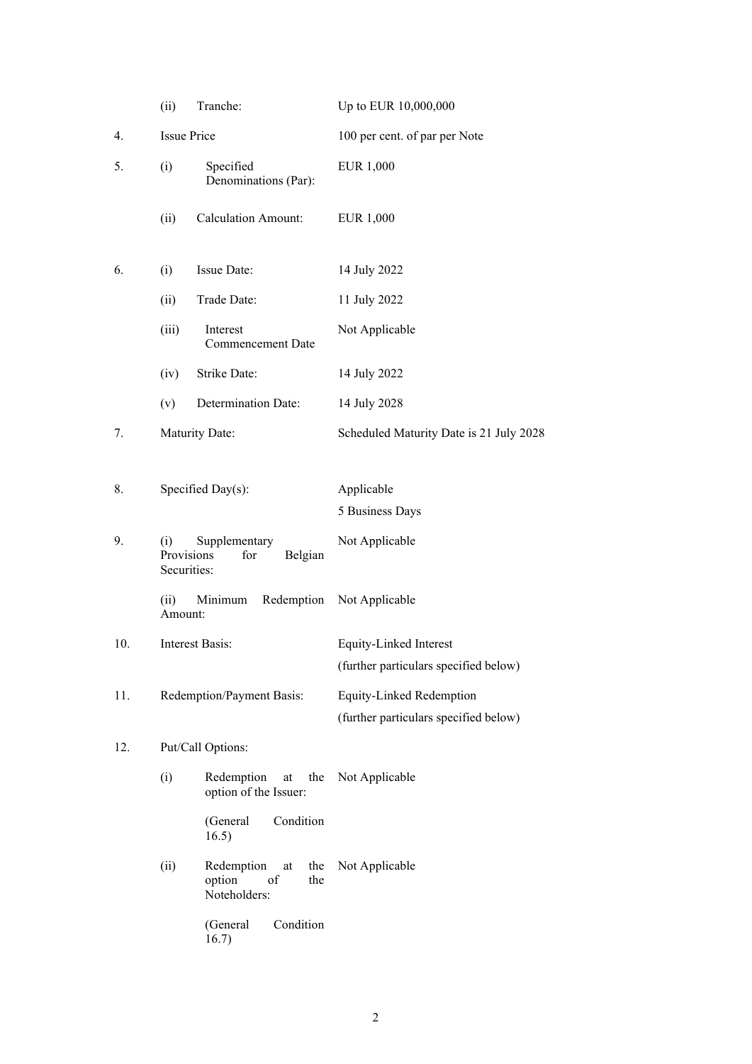| | | | |
|---|---|---|---|
| | (ii) | Tranche: | Up to EUR 10,000,000 |
| 4. | | Issue Price | 100 per cent. of par per Note |
| 5. | (i) | Specified Denominations (Par): | EUR 1,000 |
| | (ii) | Calculation Amount: | EUR 1,000 |
| 6. | (i) | Issue Date: | 14 July 2022 |
| | (ii) | Trade Date: | 11 July 2022 |
| | (iii) | Interest Commencement Date | Not Applicable |
| | (iv) | Strike Date: | 14 July 2022 |
| | (v) | Determination Date: | 14 July 2028 |
| 7. | | Maturity Date: | Scheduled Maturity Date is 21 July 2028 |
| 8. | | Specified Day(s): | Applicable<br>5 Business Days |
| 9. | (i) | Supplementary Provisions for Belgian Securities: | Not Applicable |
| | (ii) | Minimum Redemption Amount: | Not Applicable |
| 10. | | Interest Basis: | Equity-Linked Interest<br>(further particulars specified below) |
| 11. | | Redemption/Payment Basis: | Equity-Linked Redemption<br>(further particulars specified below) |
| 12. | | Put/Call Options: | |
| | (i) | Redemption at the option of the Issuer:<br>(General Condition 16.5) | Not Applicable |
| | (ii) | Redemption at the option of the Noteholders:<br>(General Condition 16.7) | Not Applicable |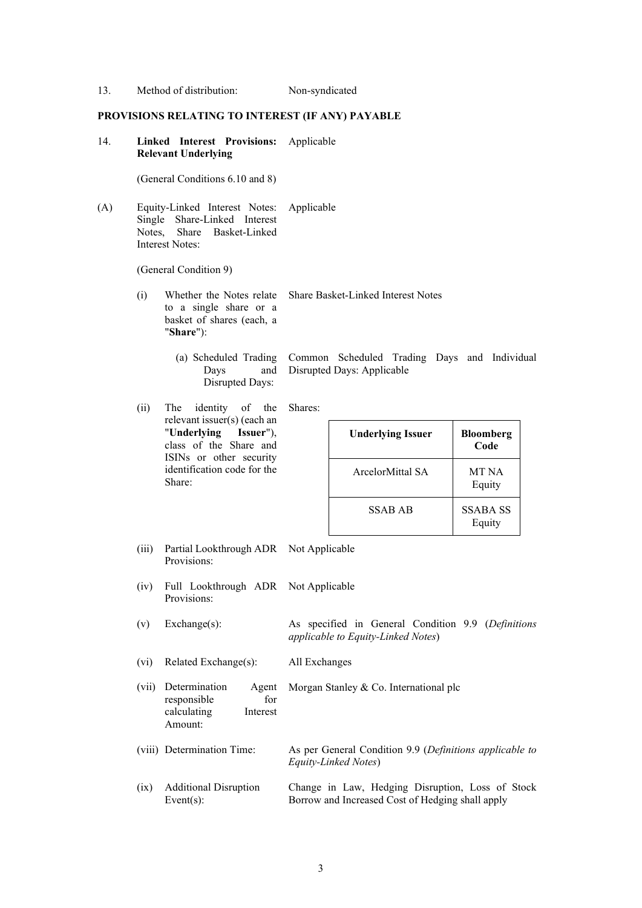13. Method of distribution: Non-syndicated

**PROVISIONS RELATING TO INTEREST (IF ANY) PAYABLE**

14. **Linked Interest Provisions: Relevant Underlying** Applicable

(General Conditions 6.10 and 8)

(A) Equity-Linked Interest Notes: Single Share-Linked Interest Notes, Share Basket-Linked Interest Notes: Applicable

(General Condition 9)

(i) Whether the Notes relate to a single share or a basket of shares (each, a "**Share**"): Share Basket-Linked Interest Notes

(a) Scheduled Trading Days and Disrupted Days: Common Scheduled Trading Days and Individual Disrupted Days: Applicable

(ii) The identity of the relevant issuer(s) (each an "**Underlying Issuer**"), class of the Share and ISINs or other security identification code for the Share: Shares:

| Underlying Issuer | Bloomberg Code |
|---|---|
| ArcelorMittal SA | MT NA Equity |
| SSAB AB | SSABA SS Equity |

(iii) Partial Lookthrough ADR Provisions: Not Applicable

(iv) Full Lookthrough ADR Provisions: Not Applicable

(v) Exchange(s): As specified in General Condition 9.9 (*Definitions applicable to Equity-Linked Notes*)

(vi) Related Exchange(s): All Exchanges

(vii) Determination Agent responsible for calculating Interest Amount: Morgan Stanley & Co. International plc

(viii) Determination Time: As per General Condition 9.9 (*Definitions applicable to Equity-Linked Notes*)

(ix) Additional Disruption Event(s): Change in Law, Hedging Disruption, Loss of Stock Borrow and Increased Cost of Hedging shall apply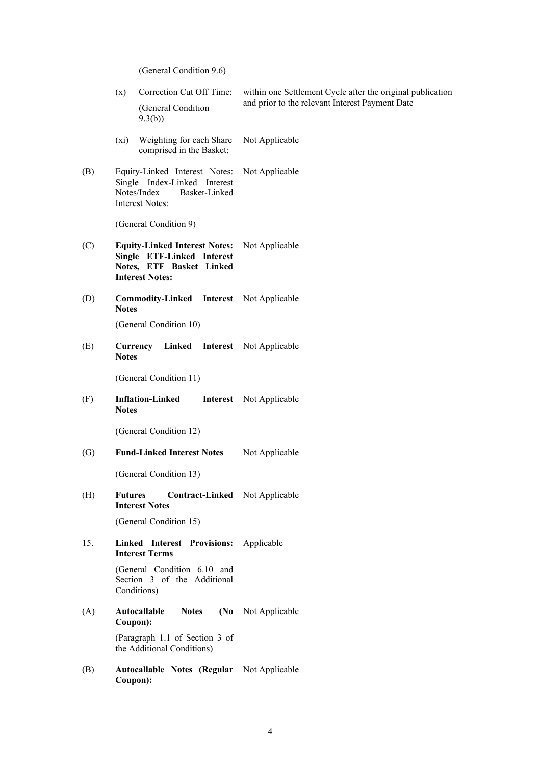(General Condition 9.6)

| | | | |
|---|---|---|---|
| | (x) | Correction Cut Off Time: (General Condition 9.3(b)) | within one Settlement Cycle after the original publication and prior to the relevant Interest Payment Date |
| | (xi) | Weighting for each Share comprised in the Basket: | Not Applicable |
| (B) | | Equity-Linked Interest Notes: Single Index-Linked Interest Notes/Index Basket-Linked Interest Notes: (General Condition 9) | Not Applicable |
| (C) | | **Equity-Linked Interest Notes: Single ETF-Linked Interest Notes, ETF Basket Linked Interest Notes:** | Not Applicable |
| (D) | | **Commodity-Linked Interest Notes** (General Condition 10) | Not Applicable |
| (E) | | **Currency Linked Interest Notes** (General Condition 11) | Not Applicable |
| (F) | | **Inflation-Linked Interest Notes** (General Condition 12) | Not Applicable |
| (G) | | **Fund-Linked Interest Notes** (General Condition 13) | Not Applicable |
| (H) | | **Futures Contract-Linked Interest Notes** (General Condition 15) | Not Applicable |
| 15. | | **Linked Interest Provisions: Interest Terms** (General Condition 6.10 and Section 3 of the Additional Conditions) | Applicable |
| (A) | | **Autocallable Notes (No Coupon):** (Paragraph 1.1 of Section 3 of the Additional Conditions) | Not Applicable |
| (B) | | **Autocallable Notes (Regular Coupon):** | Not Applicable |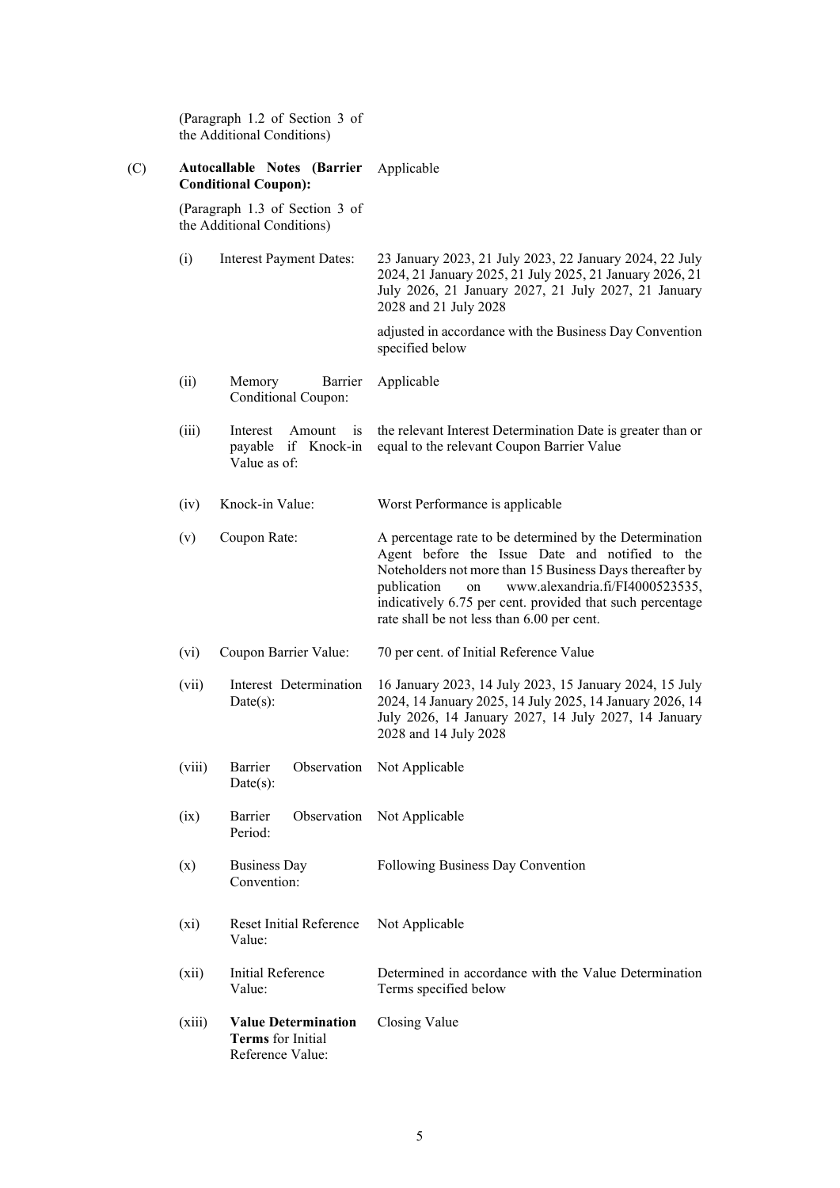(Paragraph 1.2 of Section 3 of the Additional Conditions)

| | | |
|---|---|---|
| (C) | **Autocallable Notes (Barrier Conditional Coupon):** (Paragraph 1.3 of Section 3 of the Additional Conditions) | Applicable |
| (i) | Interest Payment Dates: | 23 January 2023, 21 July 2023, 22 January 2024, 22 July 2024, 21 January 2025, 21 July 2025, 21 January 2026, 21 July 2026, 21 January 2027, 21 July 2027, 21 January 2028 and 21 July 2028<br><br>adjusted in accordance with the Business Day Convention specified below |
| (ii) | Memory Barrier Conditional Coupon: | Applicable |
| (iii) | Interest Amount is payable if Knock-in Value as of: | the relevant Interest Determination Date is greater than or equal to the relevant Coupon Barrier Value |
| (iv) | Knock-in Value: | Worst Performance is applicable |
| (v) | Coupon Rate: | A percentage rate to be determined by the Determination Agent before the Issue Date and notified to the Noteholders not more than 15 Business Days thereafter by publication on www.alexandria.fi/FI4000523535, indicatively 6.75 per cent. provided that such percentage rate shall be not less than 6.00 per cent. |
| (vi) | Coupon Barrier Value: | 70 per cent. of Initial Reference Value |
| (vii) | Interest Determination Date(s): | 16 January 2023, 14 July 2023, 15 January 2024, 15 July 2024, 14 January 2025, 14 July 2025, 14 January 2026, 14 July 2026, 14 January 2027, 14 July 2027, 14 January 2028 and 14 July 2028 |
| (viii) | Barrier Observation Date(s): | Not Applicable |
| (ix) | Barrier Observation Period: | Not Applicable |
| (x) | Business Day Convention: | Following Business Day Convention |
| (xi) | Reset Initial Reference Value: | Not Applicable |
| (xii) | Initial Reference Value: | Determined in accordance with the Value Determination Terms specified below |
| (xiii) | **Value Determination Terms** for Initial Reference Value: | Closing Value |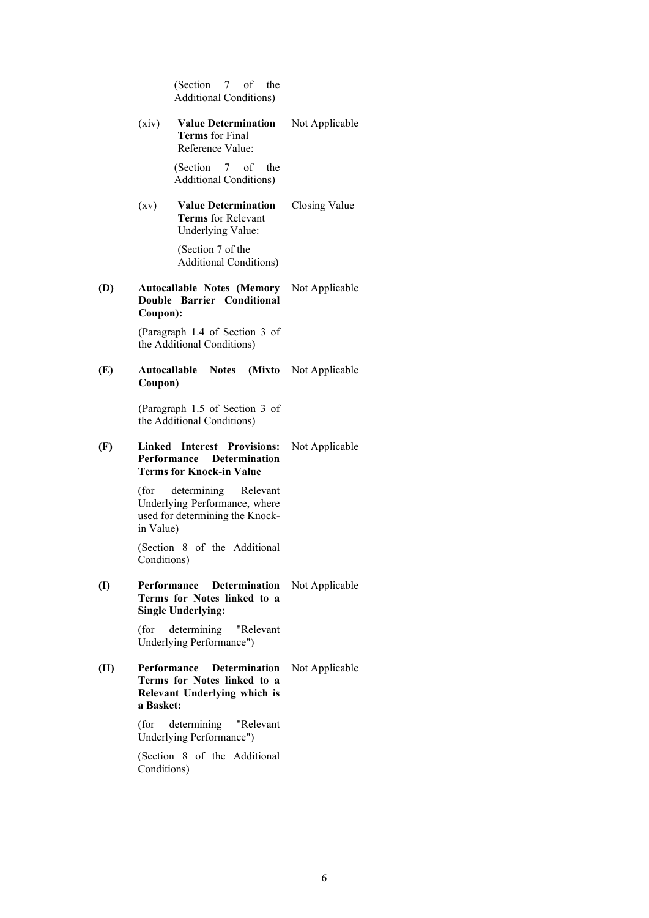| | | | |
|---|---|---|---|
| | | (Section 7 of the Additional Conditions) | |
| | (xiv) | **Value Determination Terms** for Final Reference Value: (Section 7 of the Additional Conditions) | Not Applicable |
| | (xv) | **Value Determination Terms** for Relevant Underlying Value: (Section 7 of the Additional Conditions) | Closing Value |
| **(D)** | **Autocallable Notes (Memory Double Barrier Conditional Coupon):** (Paragraph 1.4 of Section 3 of the Additional Conditions) | | Not Applicable |
| **(E)** | **Autocallable Notes (Mixto Coupon)** (Paragraph 1.5 of Section 3 of the Additional Conditions) | | Not Applicable |
| **(F)** | **Linked Interest Provisions: Performance Determination Terms for Knock-in Value** (for determining Relevant Underlying Performance, where used for determining the Knock-in Value) (Section 8 of the Additional Conditions) | | Not Applicable |
| **(I)** | **Performance Determination Terms for Notes linked to a Single Underlying:** (for determining "Relevant Underlying Performance") | | Not Applicable |
| **(II)** | **Performance Determination Terms for Notes linked to a Relevant Underlying which is a Basket:** (for determining "Relevant Underlying Performance") (Section 8 of the Additional Conditions) | | Not Applicable |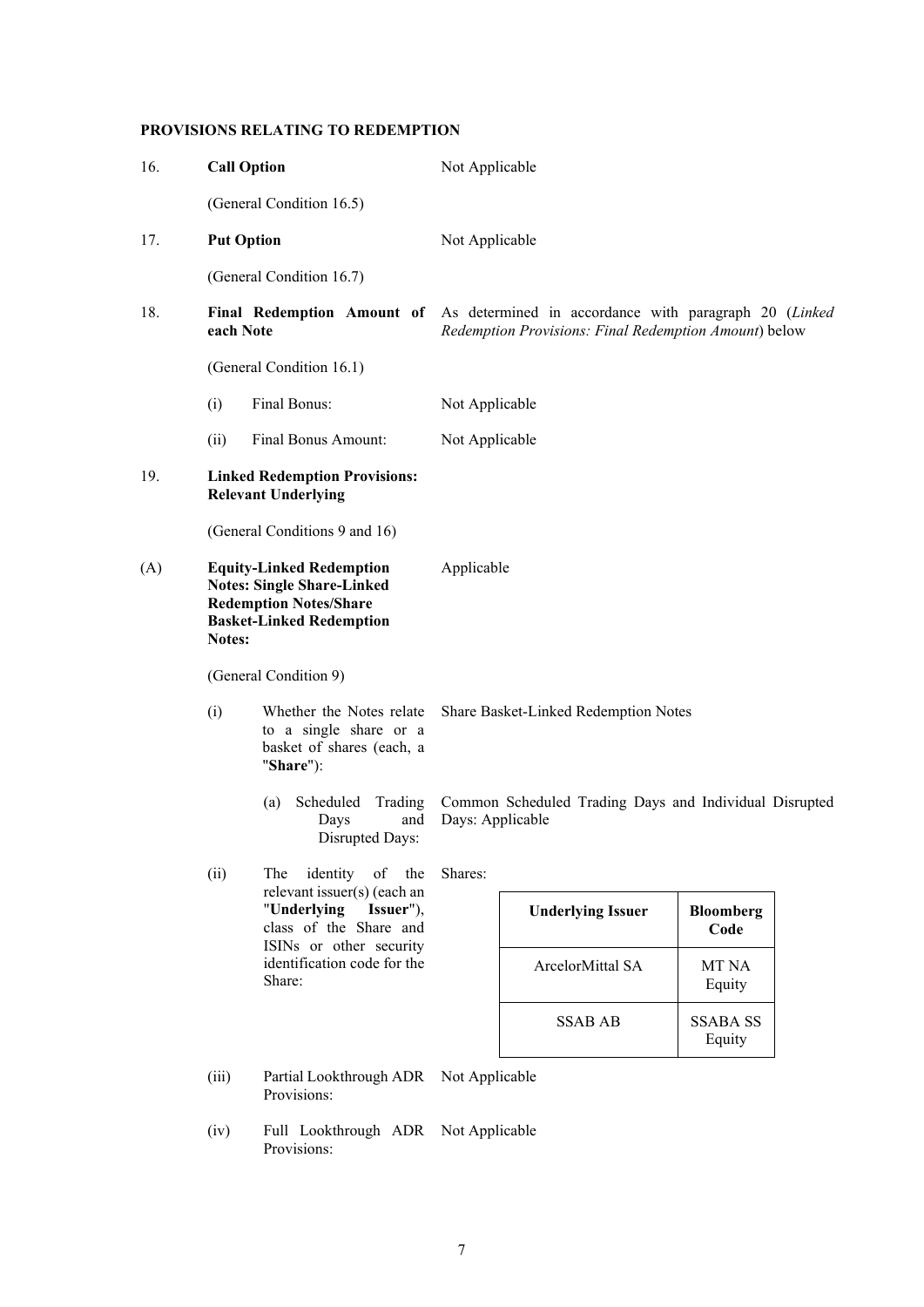**PROVISIONS RELATING TO REDEMPTION**

16. **Call Option** — Not Applicable

(General Condition 16.5)

17. **Put Option** — Not Applicable

(General Condition 16.7)

18. **Final Redemption Amount of each Note** — As determined in accordance with paragraph 20 (*Linked Redemption Provisions: Final Redemption Amount*) below

(General Condition 16.1)

(i) Final Bonus: Not Applicable

(ii) Final Bonus Amount: Not Applicable

19. **Linked Redemption Provisions: Relevant Underlying**

(General Conditions 9 and 16)

(A) **Equity-Linked Redemption Notes: Single Share-Linked Redemption Notes/Share Basket-Linked Redemption Notes:** Applicable

(General Condition 9)

(i) Whether the Notes relate to a single share or a basket of shares (each, a "**Share**"): Share Basket-Linked Redemption Notes

(a) Scheduled Trading Days and Disrupted Days: Common Scheduled Trading Days and Individual Disrupted Days: Applicable

(ii) The identity of the relevant issuer(s) (each an "**Underlying Issuer**"), class of the Share and ISINs or other security identification code for the Share: Shares:

| Underlying Issuer | Bloomberg Code |
|---|---|
| ArcelorMittal SA | MT NA Equity |
| SSAB AB | SSABA SS Equity |

(iii) Partial Lookthrough ADR Provisions: Not Applicable

(iv) Full Lookthrough ADR Provisions: Not Applicable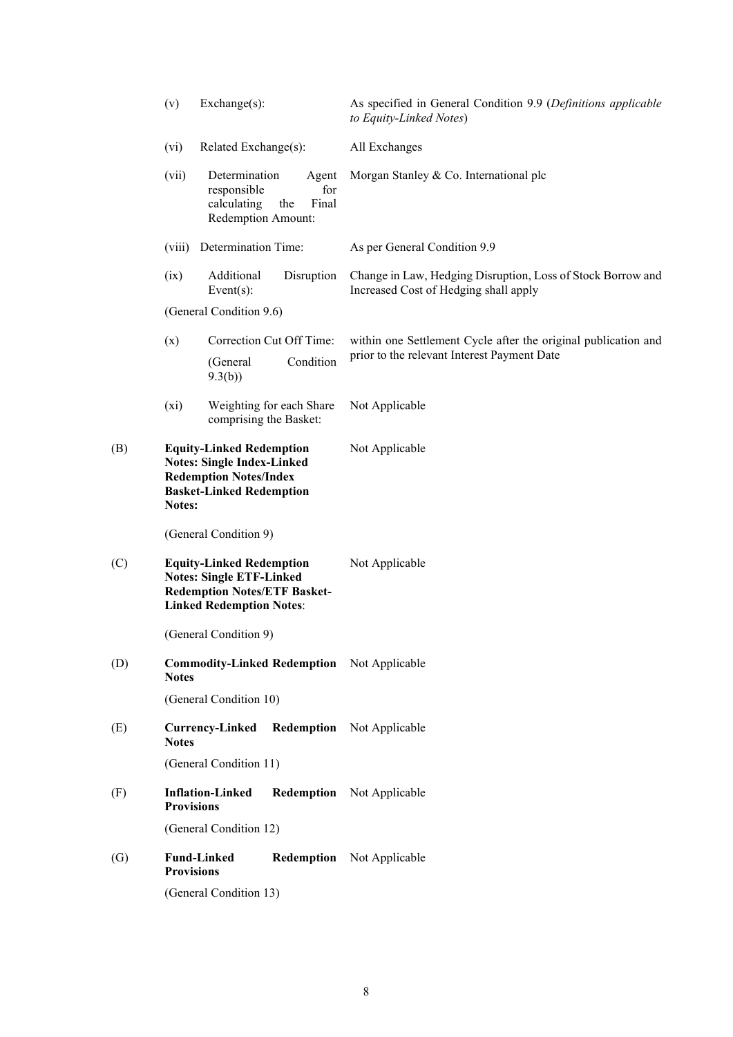| | | | |
|---|---|---|---|
| | (v) | Exchange(s): | As specified in General Condition 9.9 (*Definitions applicable to Equity-Linked Notes*) |
| | (vi) | Related Exchange(s): | All Exchanges |
| | (vii) | Determination Agent responsible for calculating the Final Redemption Amount: | Morgan Stanley & Co. International plc |
| | (viii) | Determination Time: | As per General Condition 9.9 |
| | (ix) | Additional Disruption Event(s): (General Condition 9.6) | Change in Law, Hedging Disruption, Loss of Stock Borrow and Increased Cost of Hedging shall apply |
| | (x) | Correction Cut Off Time: (General Condition 9.3(b)) | within one Settlement Cycle after the original publication and prior to the relevant Interest Payment Date |
| | (xi) | Weighting for each Share comprising the Basket: | Not Applicable |
| (B) | | **Equity-Linked Redemption Notes: Single Index-Linked Redemption Notes/Index Basket-Linked Redemption Notes:** (General Condition 9) | Not Applicable |
| (C) | | **Equity-Linked Redemption Notes: Single ETF-Linked Redemption Notes/ETF Basket-Linked Redemption Notes**: (General Condition 9) | Not Applicable |
| (D) | | **Commodity-Linked Redemption Notes** (General Condition 10) | Not Applicable |
| (E) | | **Currency-Linked Redemption Notes** (General Condition 11) | Not Applicable |
| (F) | | **Inflation-Linked Redemption Provisions** (General Condition 12) | Not Applicable |
| (G) | | **Fund-Linked Redemption Provisions** (General Condition 13) | Not Applicable |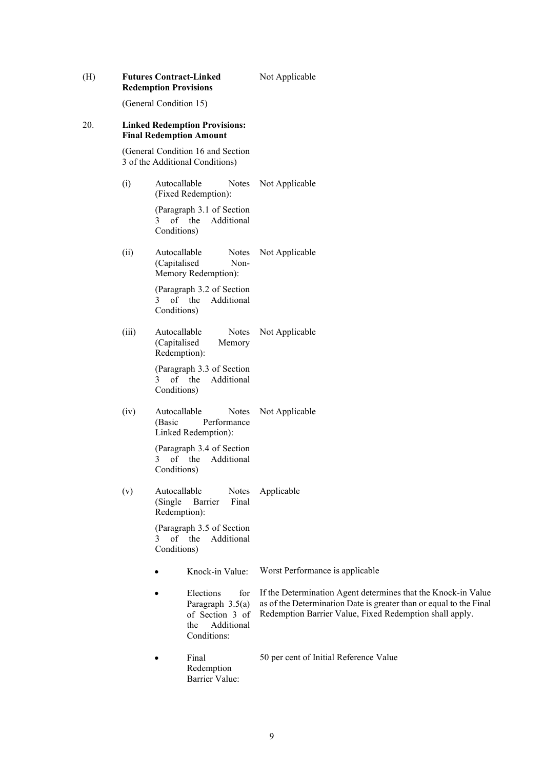| | | | |
|---|---|---|---|
| (H) | **Futures Contract-Linked Redemption Provisions** | | Not Applicable |
| | (General Condition 15) | | |
| 20. | **Linked Redemption Provisions: Final Redemption Amount** | | |
| | (General Condition 16 and Section 3 of the Additional Conditions) | | |
| | (i) | Autocallable Notes (Fixed Redemption): | Not Applicable |
| | | (Paragraph 3.1 of Section 3 of the Additional Conditions) | |
| | (ii) | Autocallable Notes (Capitalised Non-Memory Redemption): | Not Applicable |
| | | (Paragraph 3.2 of Section 3 of the Additional Conditions) | |
| | (iii) | Autocallable Notes (Capitalised Memory Redemption): | Not Applicable |
| | | (Paragraph 3.3 of Section 3 of the Additional Conditions) | |
| | (iv) | Autocallable Notes (Basic Performance Linked Redemption): | Not Applicable |
| | | (Paragraph 3.4 of Section 3 of the Additional Conditions) | |
| | (v) | Autocallable Notes (Single Barrier Final Redemption): | Applicable |
| | | (Paragraph 3.5 of Section 3 of the Additional Conditions) | |
| | | • Knock-in Value: | Worst Performance is applicable |
| | | • Elections for Paragraph 3.5(a) of Section 3 of the Additional Conditions: | If the Determination Agent determines that the Knock-in Value as of the Determination Date is greater than or equal to the Final Redemption Barrier Value, Fixed Redemption shall apply. |
| | | • Final Redemption Barrier Value: | 50 per cent of Initial Reference Value |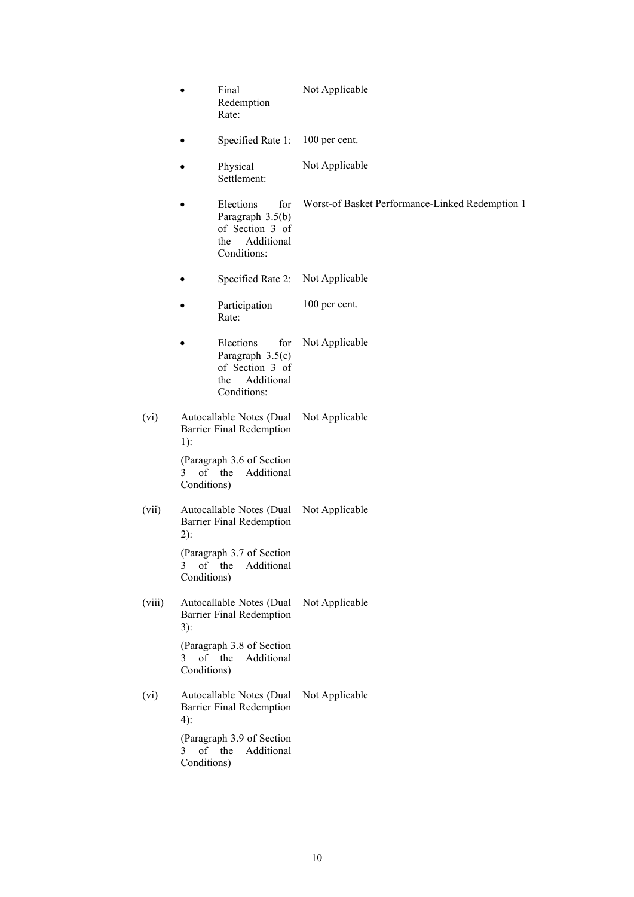- Final Redemption Rate: Not Applicable

- Specified Rate 1: 100 per cent.

- Physical Settlement: Not Applicable

- Elections for Paragraph 3.5(b) of Section 3 of the Additional Conditions: Worst-of Basket Performance-Linked Redemption 1

- Specified Rate 2: Not Applicable

- Participation Rate: 100 per cent.

- Elections for Paragraph 3.5(c) of Section 3 of the Additional Conditions: Not Applicable

(vi) Autocallable Notes (Dual Barrier Final Redemption 1): Not Applicable

(Paragraph 3.6 of Section 3 of the Additional Conditions)

(vii) Autocallable Notes (Dual Barrier Final Redemption 2): Not Applicable

(Paragraph 3.7 of Section 3 of the Additional Conditions)

(viii) Autocallable Notes (Dual Barrier Final Redemption 3): Not Applicable

(Paragraph 3.8 of Section 3 of the Additional Conditions)

(vi) Autocallable Notes (Dual Barrier Final Redemption 4): Not Applicable

(Paragraph 3.9 of Section 3 of the Additional Conditions)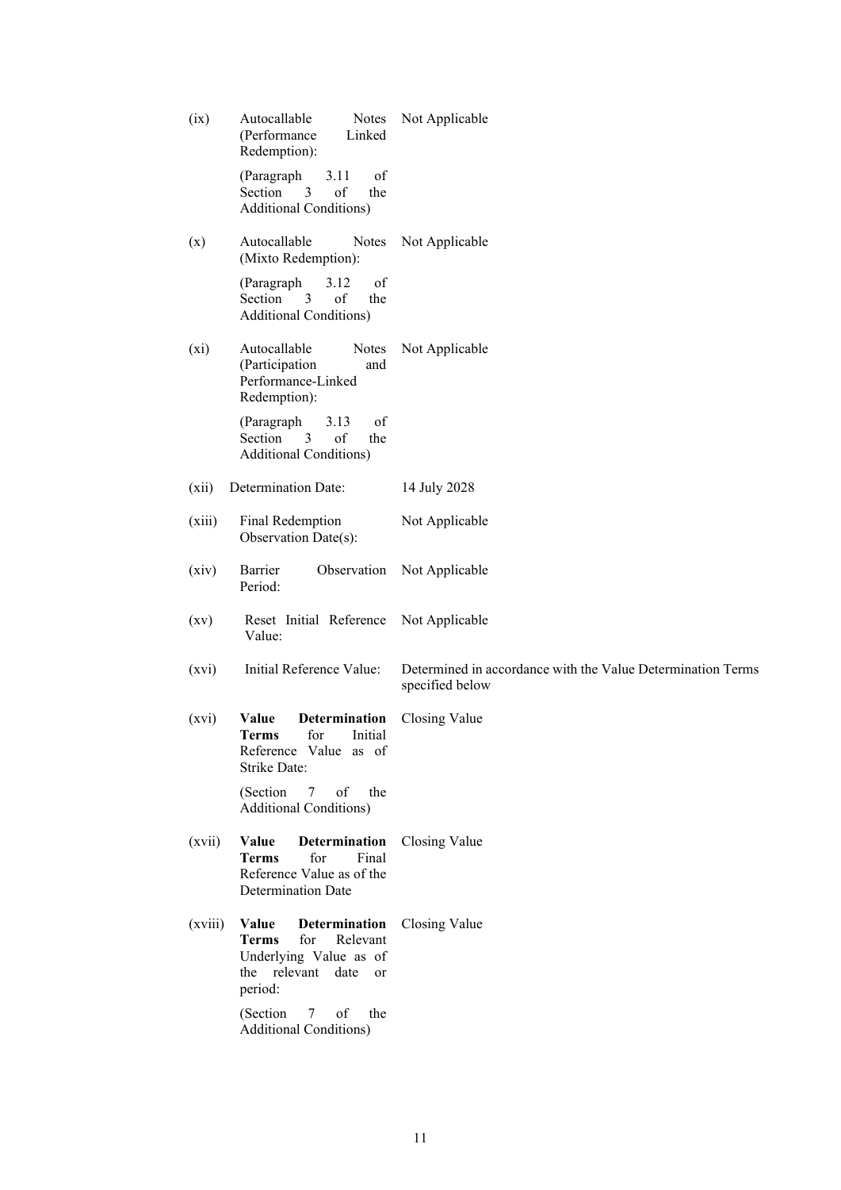| | | |
|---|---|---|
| (ix) | Autocallable Notes (Performance Linked Redemption):<br><br>(Paragraph 3.11 of Section 3 of the Additional Conditions) | Not Applicable |
| (x) | Autocallable Notes (Mixto Redemption):<br><br>(Paragraph 3.12 of Section 3 of the Additional Conditions) | Not Applicable |
| (xi) | Autocallable Notes (Participation and Performance-Linked Redemption):<br><br>(Paragraph 3.13 of Section 3 of the Additional Conditions) | Not Applicable |
| (xii) | Determination Date: | 14 July 2028 |
| (xiii) | Final Redemption Observation Date(s): | Not Applicable |
| (xiv) | Barrier Observation Period: | Not Applicable |
| (xv) | Reset Initial Reference Value: | Not Applicable |
| (xvi) | Initial Reference Value: | Determined in accordance with the Value Determination Terms specified below |
| (xvi) | **Value Determination Terms** for Initial Reference Value as of Strike Date:<br><br>(Section 7 of the Additional Conditions) | Closing Value |
| (xvii) | **Value Determination Terms** for Final Reference Value as of the Determination Date | Closing Value |
| (xviii) | **Value Determination Terms** for Relevant Underlying Value as of the relevant date or period:<br><br>(Section 7 of the Additional Conditions) | Closing Value |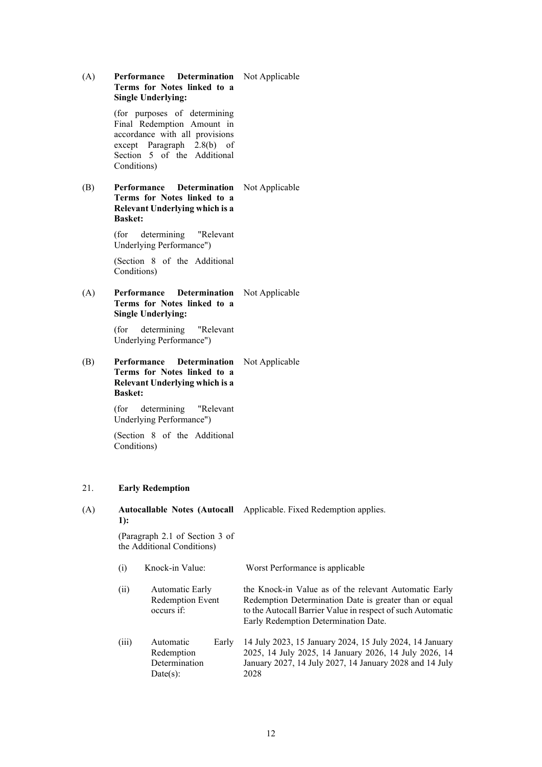| | | |
|---|---|---|
| (A) | **Performance Determination Terms for Notes linked to a Single Underlying:**<br><br>(for purposes of determining Final Redemption Amount in accordance with all provisions except Paragraph 2.8(b) of Section 5 of the Additional Conditions) | Not Applicable |
| (B) | **Performance Determination Terms for Notes linked to a Relevant Underlying which is a Basket:**<br><br>(for determining "Relevant Underlying Performance")<br><br>(Section 8 of the Additional Conditions) | Not Applicable |
| (A) | **Performance Determination Terms for Notes linked to a Single Underlying:**<br><br>(for determining "Relevant Underlying Performance") | Not Applicable |
| (B) | **Performance Determination Terms for Notes linked to a Relevant Underlying which is a Basket:**<br><br>(for determining "Relevant Underlying Performance")<br><br>(Section 8 of the Additional Conditions) | Not Applicable |

21. **Early Redemption**

| | | |
|---|---|---|
| (A) | **Autocallable Notes (Autocall 1):**<br><br>(Paragraph 2.1 of Section 3 of the Additional Conditions) | Applicable. Fixed Redemption applies. |
| | (i) Knock-in Value: | Worst Performance is applicable |
| | (ii) Automatic Early Redemption Event occurs if: | the Knock-in Value as of the relevant Automatic Early Redemption Determination Date is greater than or equal to the Autocall Barrier Value in respect of such Automatic Early Redemption Determination Date. |
| | (iii) Automatic Early Redemption Determination Date(s): | 14 July 2023, 15 January 2024, 15 July 2024, 14 January 2025, 14 July 2025, 14 January 2026, 14 July 2026, 14 January 2027, 14 July 2027, 14 January 2028 and 14 July 2028 |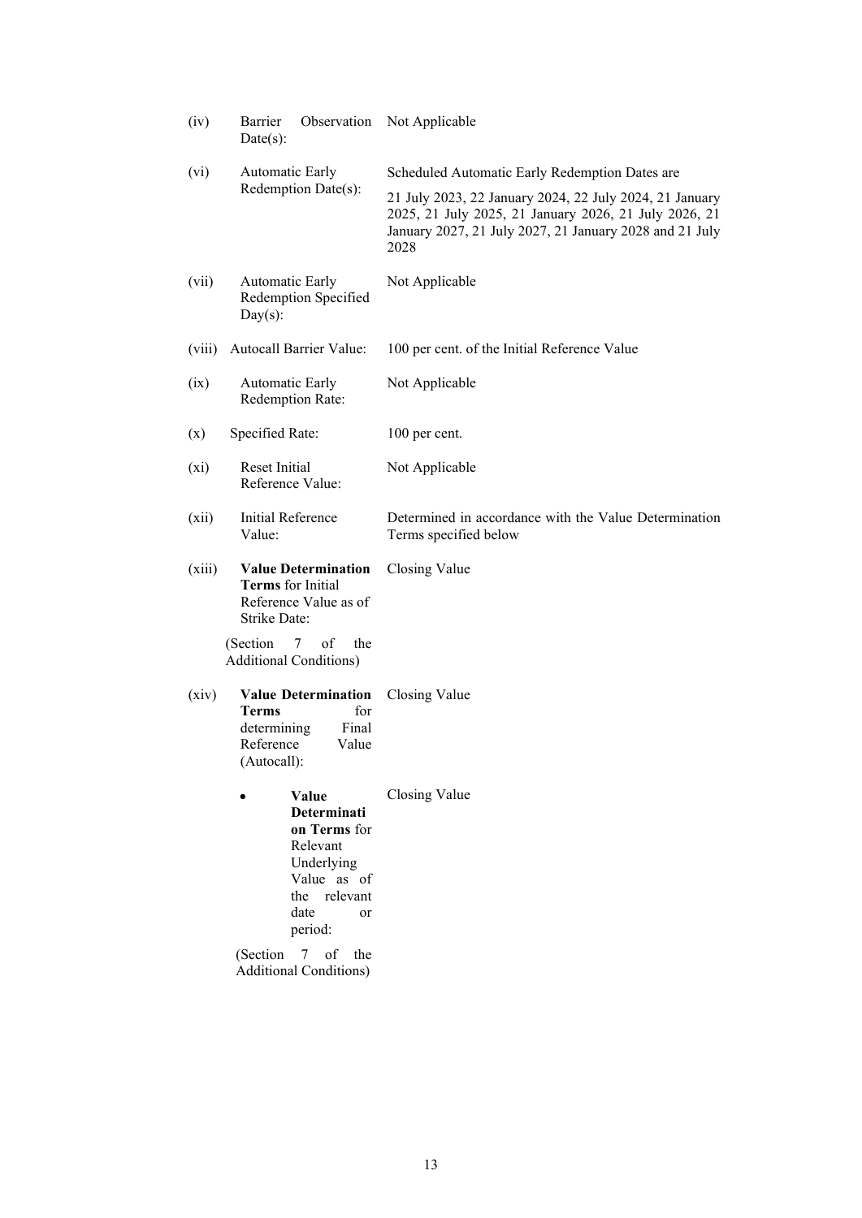| | | |
|---|---|---|
| (iv) | Barrier Observation Date(s): | Not Applicable |
| (vi) | Automatic Early Redemption Date(s): | Scheduled Automatic Early Redemption Dates are<br><br>21 July 2023, 22 January 2024, 22 July 2024, 21 January 2025, 21 July 2025, 21 January 2026, 21 July 2026, 21 January 2027, 21 July 2027, 21 January 2028 and 21 July 2028 |
| (vii) | Automatic Early Redemption Specified Day(s): | Not Applicable |
| (viii) | Autocall Barrier Value: | 100 per cent. of the Initial Reference Value |
| (ix) | Automatic Early Redemption Rate: | Not Applicable |
| (x) | Specified Rate: | 100 per cent. |
| (xi) | Reset Initial Reference Value: | Not Applicable |
| (xii) | Initial Reference Value: | Determined in accordance with the Value Determination Terms specified below |
| (xiii) | **Value Determination Terms** for Initial Reference Value as of Strike Date:<br><br>(Section 7 of the Additional Conditions) | Closing Value |
| (xiv) | **Value Determination Terms** for determining Final Reference Value (Autocall): | Closing Value |
| | • **Value Determination Terms** for Relevant Underlying Value as of the relevant date or period:<br><br>(Section 7 of the Additional Conditions) | Closing Value |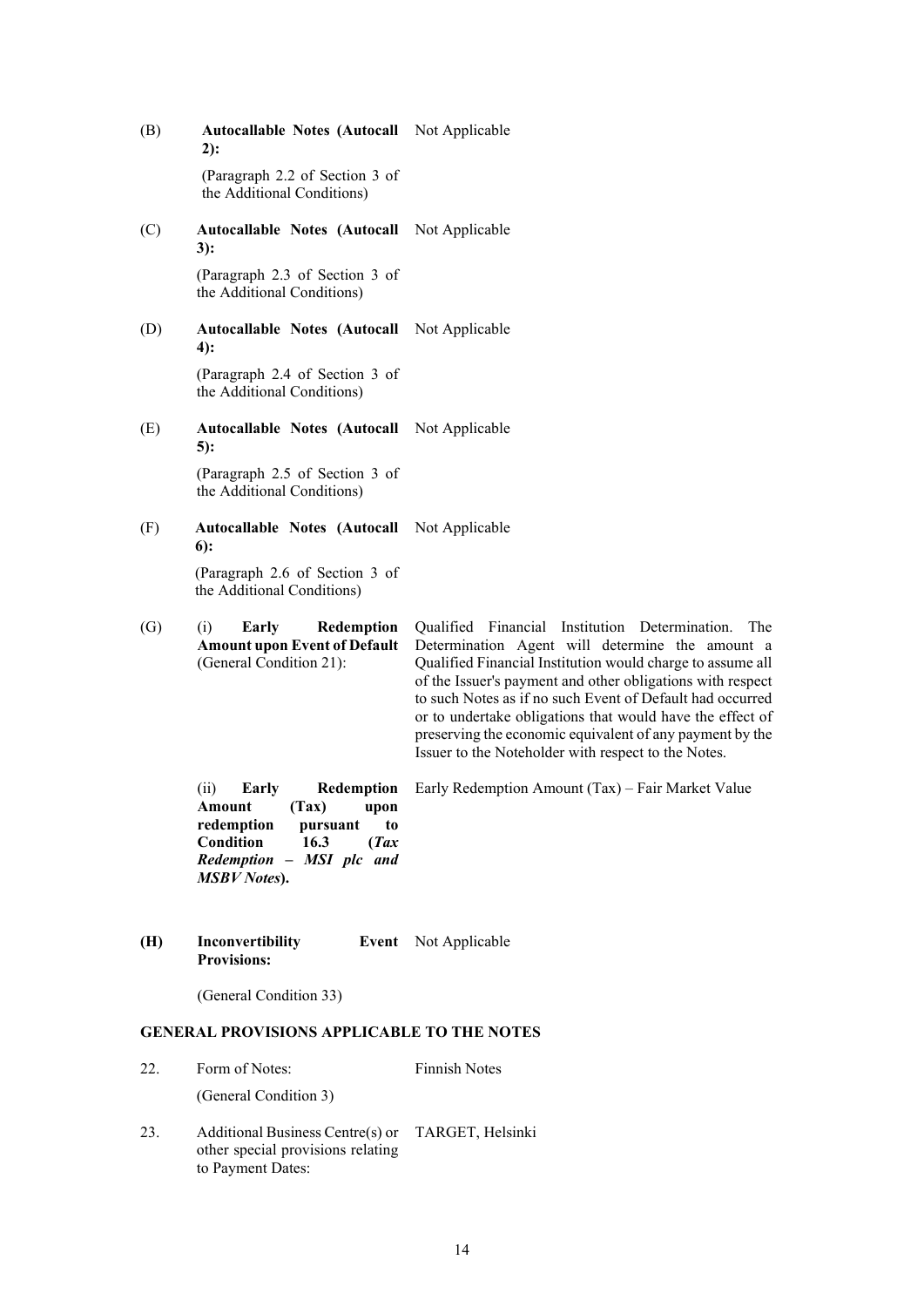| | | |
|---|---|---|
| (B) | **Autocallable Notes (Autocall 2):**<br><br>(Paragraph 2.2 of Section 3 of the Additional Conditions) | Not Applicable |
| (C) | **Autocallable Notes (Autocall 3):**<br><br>(Paragraph 2.3 of Section 3 of the Additional Conditions) | Not Applicable |
| (D) | **Autocallable Notes (Autocall 4):**<br><br>(Paragraph 2.4 of Section 3 of the Additional Conditions) | Not Applicable |
| (E) | **Autocallable Notes (Autocall 5):**<br><br>(Paragraph 2.5 of Section 3 of the Additional Conditions) | Not Applicable |
| (F) | **Autocallable Notes (Autocall 6):**<br><br>(Paragraph 2.6 of Section 3 of the Additional Conditions) | Not Applicable |
| (G) | (i) **Early Redemption Amount upon Event of Default** (General Condition 21): | Qualified Financial Institution Determination. The Determination Agent will determine the amount a Qualified Financial Institution would charge to assume all of the Issuer's payment and other obligations with respect to such Notes as if no such Event of Default had occurred or to undertake obligations that would have the effect of preserving the economic equivalent of any payment by the Issuer to the Noteholder with respect to the Notes. |
| | (ii) **Early Redemption Amount (Tax) upon redemption pursuant to Condition 16.3 (*Tax Redemption – MSI plc and MSBV Notes*).** | Early Redemption Amount (Tax) – Fair Market Value |
| **(H)** | **Inconvertibility Event Provisions:**<br><br>(General Condition 33) | Not Applicable |

## GENERAL PROVISIONS APPLICABLE TO THE NOTES

| | | |
|---|---|---|
| 22. | Form of Notes:<br><br>(General Condition 3) | Finnish Notes |
| 23. | Additional Business Centre(s) or other special provisions relating to Payment Dates: | TARGET, Helsinki |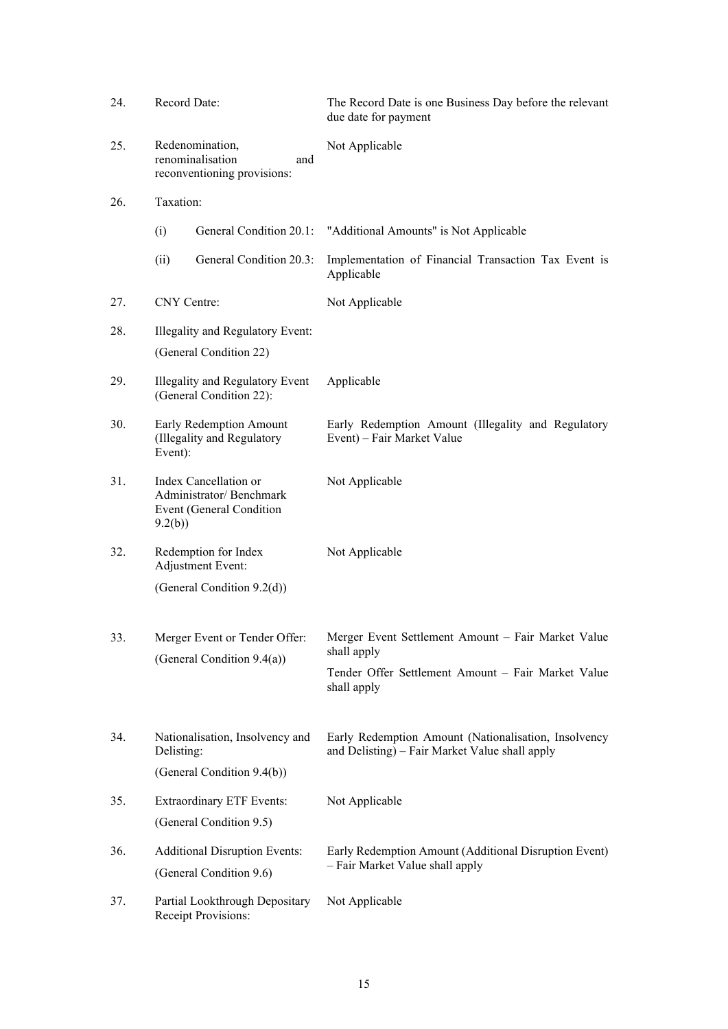| | | |
|---|---|---|
| 24. | Record Date: | The Record Date is one Business Day before the relevant due date for payment |
| 25. | Redenomination, renominalisation and reconventioning provisions: | Not Applicable |
| 26. | Taxation: | |
| | (i) General Condition 20.1: | "Additional Amounts" is Not Applicable |
| | (ii) General Condition 20.3: | Implementation of Financial Transaction Tax Event is Applicable |
| 27. | CNY Centre: | Not Applicable |
| 28. | Illegality and Regulatory Event: (General Condition 22) | |
| 29. | Illegality and Regulatory Event (General Condition 22): | Applicable |
| 30. | Early Redemption Amount (Illegality and Regulatory Event): | Early Redemption Amount (Illegality and Regulatory Event) – Fair Market Value |
| 31. | Index Cancellation or Administrator/ Benchmark Event (General Condition 9.2(b)) | Not Applicable |
| 32. | Redemption for Index Adjustment Event: (General Condition 9.2(d)) | Not Applicable |
| 33. | Merger Event or Tender Offer: (General Condition 9.4(a)) | Merger Event Settlement Amount – Fair Market Value shall apply<br>Tender Offer Settlement Amount – Fair Market Value shall apply |
| 34. | Nationalisation, Insolvency and Delisting: (General Condition 9.4(b)) | Early Redemption Amount (Nationalisation, Insolvency and Delisting) – Fair Market Value shall apply |
| 35. | Extraordinary ETF Events: (General Condition 9.5) | Not Applicable |
| 36. | Additional Disruption Events: (General Condition 9.6) | Early Redemption Amount (Additional Disruption Event) – Fair Market Value shall apply |
| 37. | Partial Lookthrough Depositary Receipt Provisions: | Not Applicable |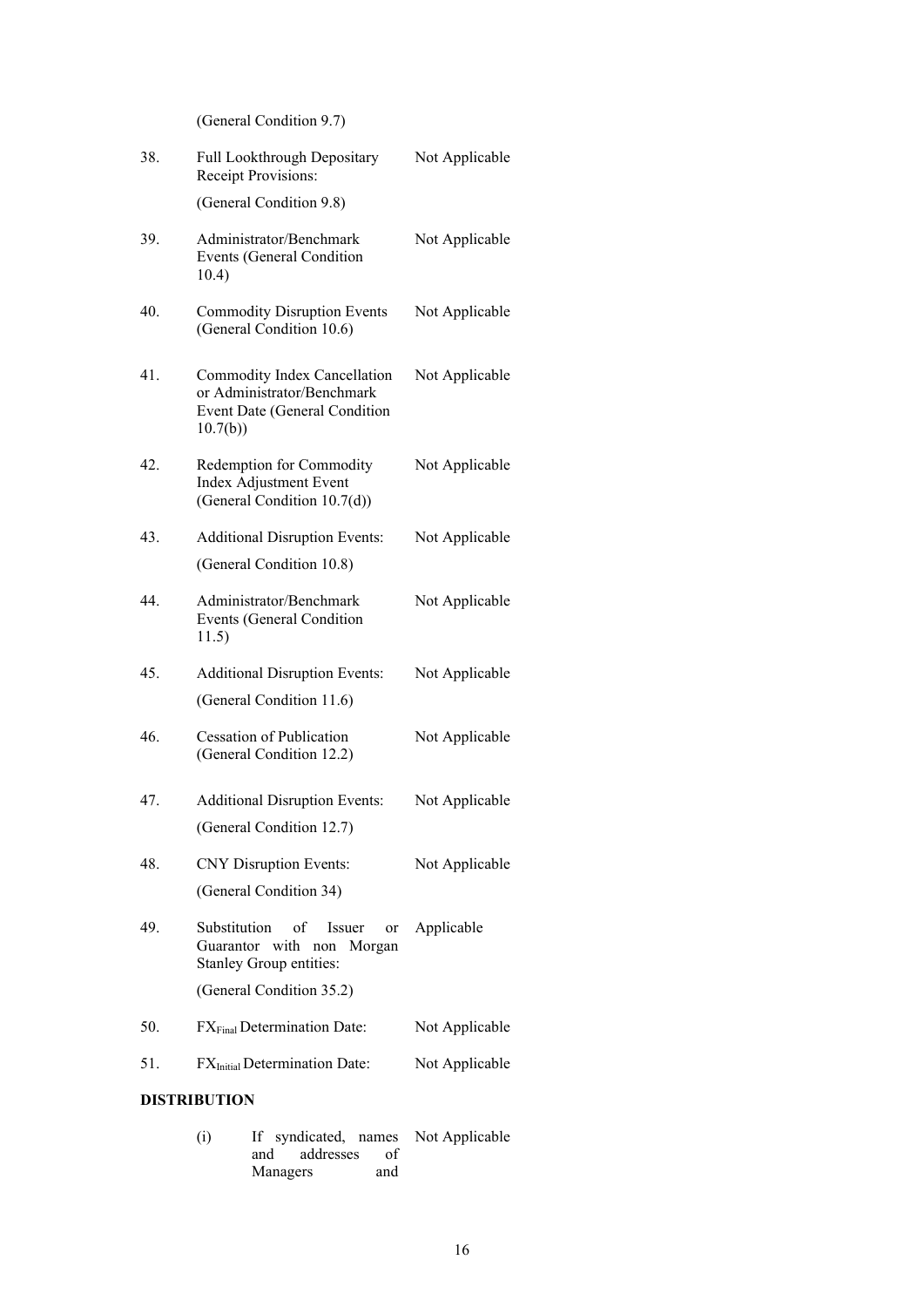| | | |
|---|---|---|
| | (General Condition 9.7) | |
| 38. | Full Lookthrough Depositary Receipt Provisions:<br>(General Condition 9.8) | Not Applicable |
| 39. | Administrator/Benchmark Events (General Condition 10.4) | Not Applicable |
| 40. | Commodity Disruption Events (General Condition 10.6) | Not Applicable |
| 41. | Commodity Index Cancellation or Administrator/Benchmark Event Date (General Condition 10.7(b)) | Not Applicable |
| 42. | Redemption for Commodity Index Adjustment Event (General Condition 10.7(d)) | Not Applicable |
| 43. | Additional Disruption Events:<br>(General Condition 10.8) | Not Applicable |
| 44. | Administrator/Benchmark Events (General Condition 11.5) | Not Applicable |
| 45. | Additional Disruption Events:<br>(General Condition 11.6) | Not Applicable |
| 46. | Cessation of Publication (General Condition 12.2) | Not Applicable |
| 47. | Additional Disruption Events:<br>(General Condition 12.7) | Not Applicable |
| 48. | CNY Disruption Events:<br>(General Condition 34) | Not Applicable |
| 49. | Substitution of Issuer or Guarantor with non Morgan Stanley Group entities:<br>(General Condition 35.2) | Applicable |
| 50. | $FX_{Final}$ Determination Date: | Not Applicable |
| 51. | $FX_{Initial}$ Determination Date: | Not Applicable |

**DISTRIBUTION**

| | | |
|---|---|---|
| (i) | If syndicated, names and addresses of Managers and | Not Applicable |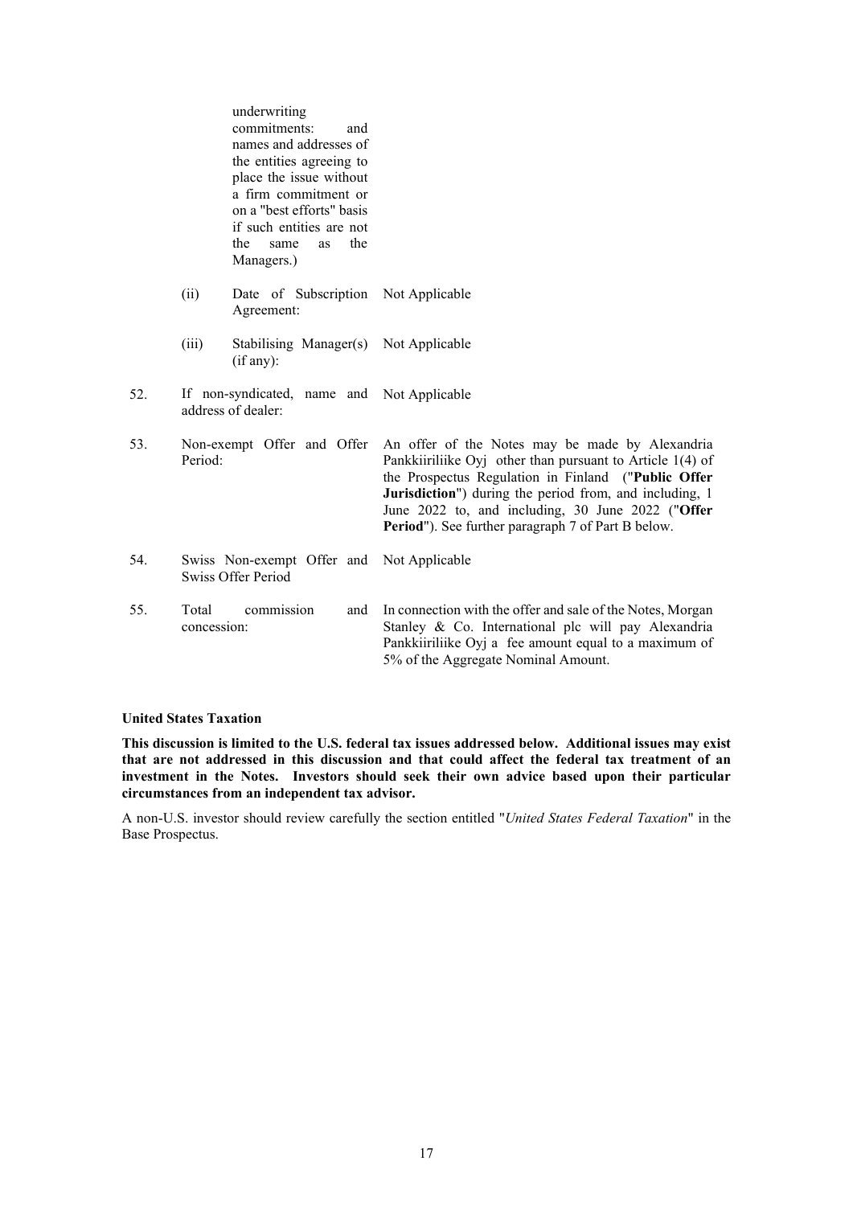| | | | |
|---|---|---|---|
| | | underwriting commitments: and names and addresses of the entities agreeing to place the issue without a firm commitment or on a "best efforts" basis if such entities are not the same as the Managers.) | |
| | (ii) | Date of Subscription Agreement: | Not Applicable |
| | (iii) | Stabilising Manager(s) (if any): | Not Applicable |
| 52. | If non-syndicated, name and address of dealer: | | Not Applicable |
| 53. | Non-exempt Offer and Offer Period: | | An offer of the Notes may be made by Alexandria Pankkiiriliike Oyj other than pursuant to Article 1(4) of the Prospectus Regulation in Finland ("**Public Offer Jurisdiction**") during the period from, and including, 1 June 2022 to, and including, 30 June 2022 ("**Offer Period**"). See further paragraph 7 of Part B below. |
| 54. | Swiss Non-exempt Offer and Swiss Offer Period | | Not Applicable |
| 55. | Total commission and concession: | | In connection with the offer and sale of the Notes, Morgan Stanley & Co. International plc will pay Alexandria Pankkiiriliike Oyj a fee amount equal to a maximum of 5% of the Aggregate Nominal Amount. |

**United States Taxation**

**This discussion is limited to the U.S. federal tax issues addressed below. Additional issues may exist that are not addressed in this discussion and that could affect the federal tax treatment of an investment in the Notes. Investors should seek their own advice based upon their particular circumstances from an independent tax advisor.**

A non-U.S. investor should review carefully the section entitled "*United States Federal Taxation*" in the Base Prospectus.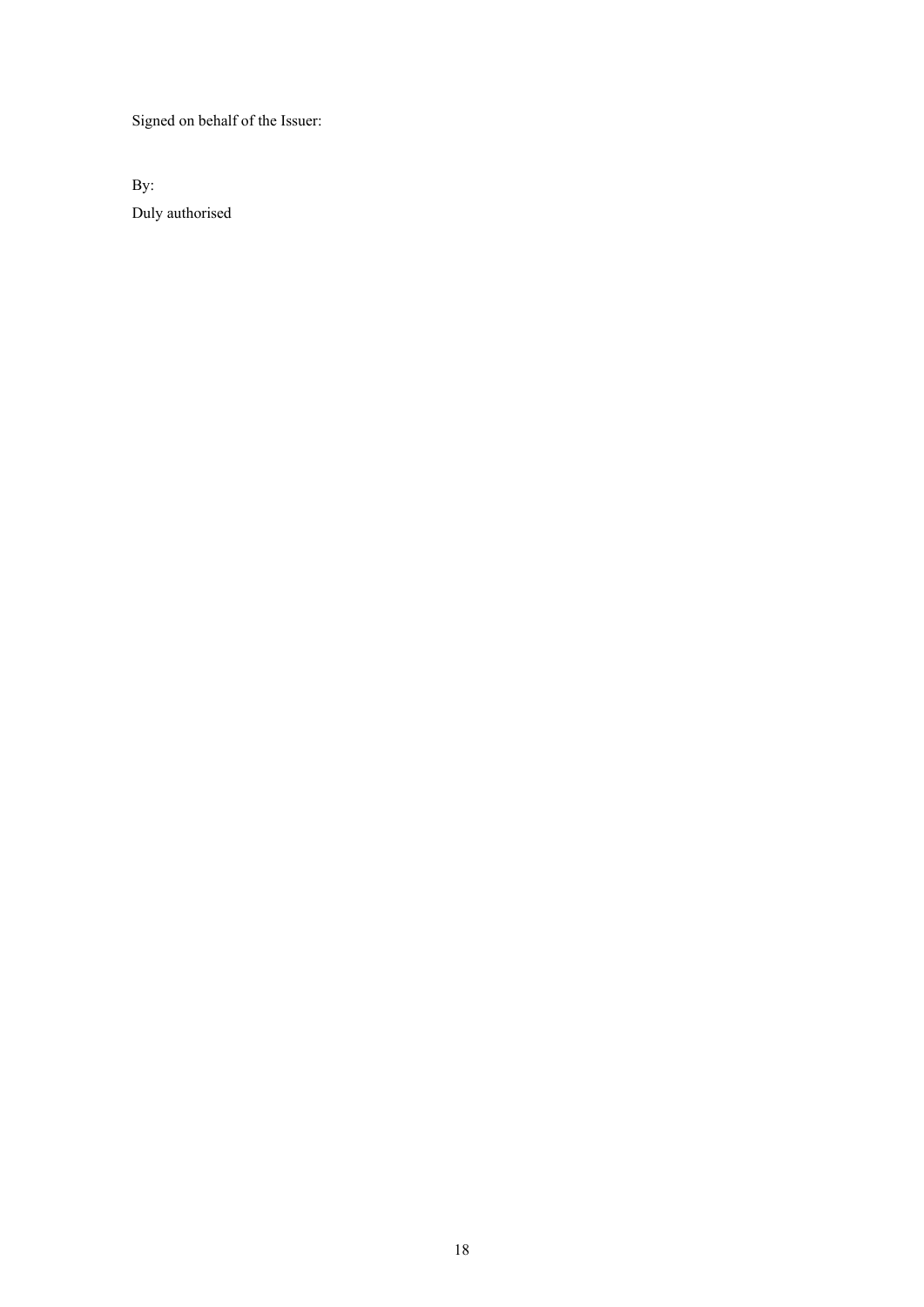Signed on behalf of the Issuer:

By:

Duly authorised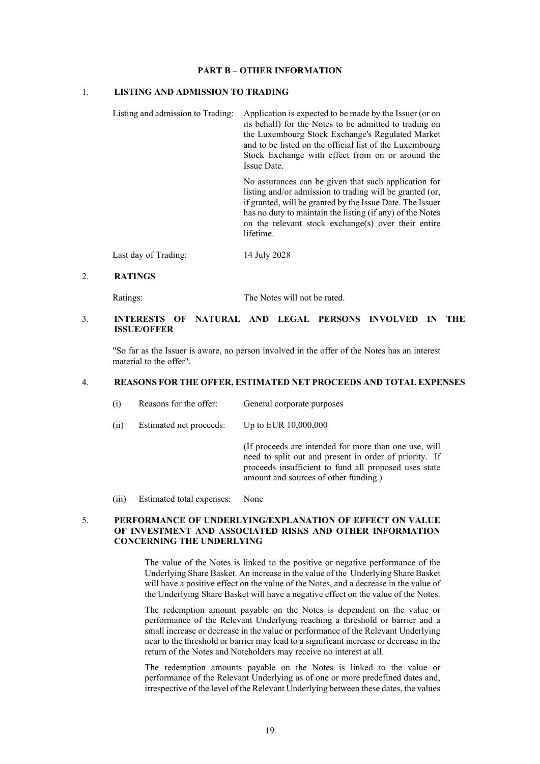## PART B – OTHER INFORMATION

### 1. LISTING AND ADMISSION TO TRADING

| | |
|---|---|
| Listing and admission to Trading: | Application is expected to be made by the Issuer (or on its behalf) for the Notes to be admitted to trading on the Luxembourg Stock Exchange's Regulated Market and to be listed on the official list of the Luxembourg Stock Exchange with effect from on or around the Issue Date.<br><br>No assurances can be given that such application for listing and/or admission to trading will be granted (or, if granted, will be granted by the Issue Date. The Issuer has no duty to maintain the listing (if any) of the Notes on the relevant stock exchange(s) over their entire lifetime. |
| Last day of Trading: | 14 July 2028 |

### 2. RATINGS

| | |
|---|---|
| Ratings: | The Notes will not be rated. |

### 3. INTERESTS OF NATURAL AND LEGAL PERSONS INVOLVED IN THE ISSUE/OFFER

"So far as the Issuer is aware, no person involved in the offer of the Notes has an interest material to the offer".

### 4. REASONS FOR THE OFFER, ESTIMATED NET PROCEEDS AND TOTAL EXPENSES

| | | |
|---|---|---|
| (i) | Reasons for the offer: | General corporate purposes |
| (ii) | Estimated net proceeds: | Up to EUR 10,000,000<br><br>(If proceeds are intended for more than one use, will need to split out and present in order of priority. If proceeds insufficient to fund all proposed uses state amount and sources of other funding.) |
| (iii) | Estimated total expenses: | None |

### 5. PERFORMANCE OF UNDERLYING/EXPLANATION OF EFFECT ON VALUE OF INVESTMENT AND ASSOCIATED RISKS AND OTHER INFORMATION CONCERNING THE UNDERLYING

The value of the Notes is linked to the positive or negative performance of the Underlying Share Basket. An increase in the value of the Underlying Share Basket will have a positive effect on the value of the Notes, and a decrease in the value of the Underlying Share Basket will have a negative effect on the value of the Notes.

The redemption amount payable on the Notes is dependent on the value or performance of the Relevant Underlying reaching a threshold or barrier and a small increase or decrease in the value or performance of the Relevant Underlying near to the threshold or barrier may lead to a significant increase or decrease in the return of the Notes and Noteholders may receive no interest at all.

The redemption amounts payable on the Notes is linked to the value or performance of the Relevant Underlying as of one or more predefined dates and, irrespective of the level of the Relevant Underlying between these dates, the values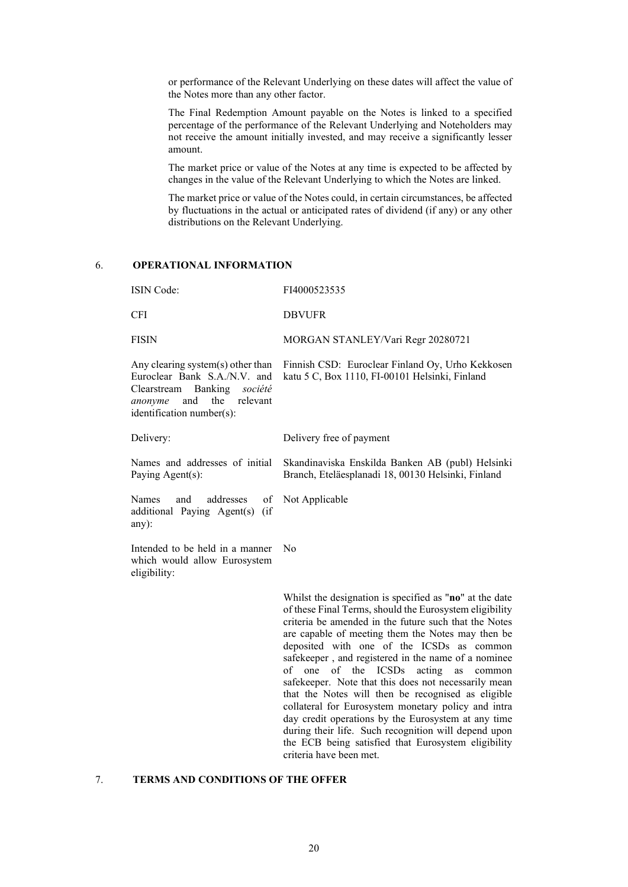or performance of the Relevant Underlying on these dates will affect the value of the Notes more than any other factor.

The Final Redemption Amount payable on the Notes is linked to a specified percentage of the performance of the Relevant Underlying and Noteholders may not receive the amount initially invested, and may receive a significantly lesser amount.

The market price or value of the Notes at any time is expected to be affected by changes in the value of the Relevant Underlying to which the Notes are linked.

The market price or value of the Notes could, in certain circumstances, be affected by fluctuations in the actual or anticipated rates of dividend (if any) or any other distributions on the Relevant Underlying.

## 6. OPERATIONAL INFORMATION

| | |
|---|---|
| ISIN Code: | FI4000523535 |
| CFI | DBVUFR |
| FISIN | MORGAN STANLEY/Vari Regr 20280721 |
| Any clearing system(s) other than Euroclear Bank S.A./N.V. and Clearstream Banking *société anonyme* and the relevant identification number(s): | Finnish CSD: Euroclear Finland Oy, Urho Kekkosen katu 5 C, Box 1110, FI-00101 Helsinki, Finland |
| Delivery: | Delivery free of payment |
| Names and addresses of initial Paying Agent(s): | Skandinaviska Enskilda Banken AB (publ) Helsinki Branch, Eteläesplanadi 18, 00130 Helsinki, Finland |
| Names and addresses of additional Paying Agent(s) (if any): | Not Applicable |
| Intended to be held in a manner which would allow Eurosystem eligibility: | No |
| | Whilst the designation is specified as "**no**" at the date of these Final Terms, should the Eurosystem eligibility criteria be amended in the future such that the Notes are capable of meeting them the Notes may then be deposited with one of the ICSDs as common safekeeper , and registered in the name of a nominee of one of the ICSDs acting as common safekeeper. Note that this does not necessarily mean that the Notes will then be recognised as eligible collateral for Eurosystem monetary policy and intra day credit operations by the Eurosystem at any time during their life. Such recognition will depend upon the ECB being satisfied that Eurosystem eligibility criteria have been met. |

## 7. TERMS AND CONDITIONS OF THE OFFER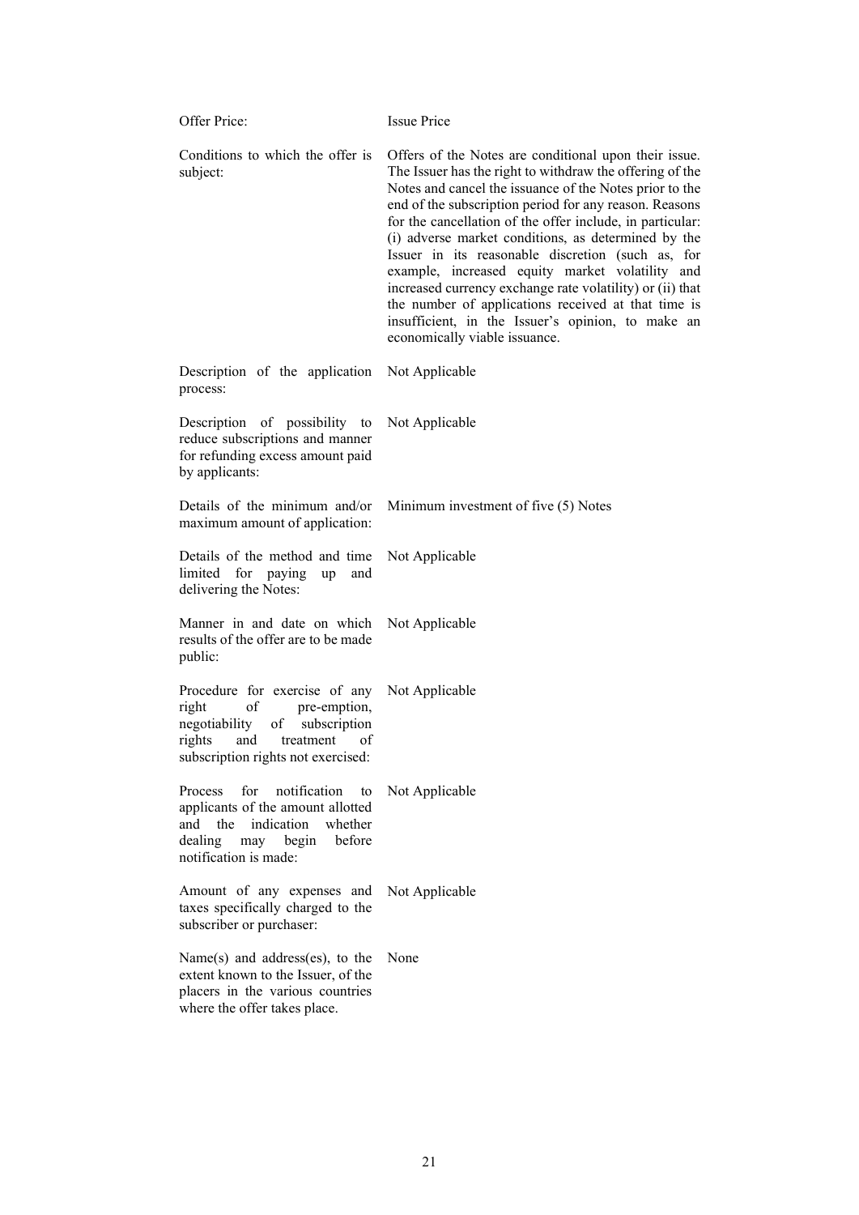| | |
|---|---|
| Offer Price: | Issue Price |
| Conditions to which the offer is subject: | Offers of the Notes are conditional upon their issue. The Issuer has the right to withdraw the offering of the Notes and cancel the issuance of the Notes prior to the end of the subscription period for any reason. Reasons for the cancellation of the offer include, in particular: (i) adverse market conditions, as determined by the Issuer in its reasonable discretion (such as, for example, increased equity market volatility and increased currency exchange rate volatility) or (ii) that the number of applications received at that time is insufficient, in the Issuer's opinion, to make an economically viable issuance. |
| Description of the application process: | Not Applicable |
| Description of possibility to reduce subscriptions and manner for refunding excess amount paid by applicants: | Not Applicable |
| Details of the minimum and/or maximum amount of application: | Minimum investment of five (5) Notes |
| Details of the method and time limited for paying up and delivering the Notes: | Not Applicable |
| Manner in and date on which results of the offer are to be made public: | Not Applicable |
| Procedure for exercise of any right of pre-emption, negotiability of subscription rights and treatment of subscription rights not exercised: | Not Applicable |
| Process for notification to applicants of the amount allotted and the indication whether dealing may begin before notification is made: | Not Applicable |
| Amount of any expenses and taxes specifically charged to the subscriber or purchaser: | Not Applicable |
| Name(s) and address(es), to the extent known to the Issuer, of the placers in the various countries where the offer takes place. | None |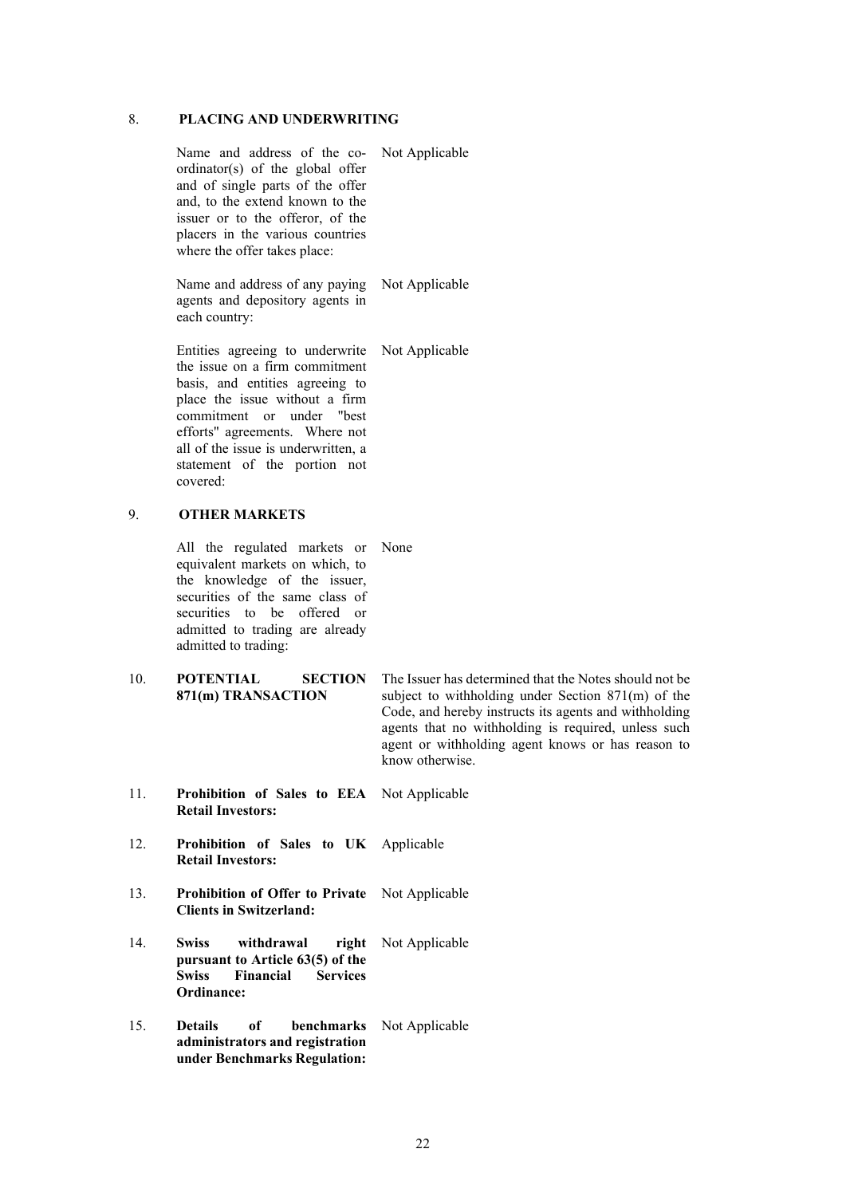## 8. PLACING AND UNDERWRITING

| | |
|---|---|
| Name and address of the co-ordinator(s) of the global offer and of single parts of the offer and, to the extend known to the issuer or to the offeror, of the placers in the various countries where the offer takes place: | Not Applicable |
| Name and address of any paying agents and depository agents in each country: | Not Applicable |
| Entities agreeing to underwrite the issue on a firm commitment basis, and entities agreeing to place the issue without a firm commitment or under "best efforts" agreements. Where not all of the issue is underwritten, a statement of the portion not covered: | Not Applicable |

## 9. OTHER MARKETS

| | |
|---|---|
| All the regulated markets or equivalent markets on which, to the knowledge of the issuer, securities of the same class of securities to be offered or admitted to trading are already admitted to trading: | None |

| | | |
|---|---|---|
| 10. | **POTENTIAL SECTION 871(m) TRANSACTION** | The Issuer has determined that the Notes should not be subject to withholding under Section 871(m) of the Code, and hereby instructs its agents and withholding agents that no withholding is required, unless such agent or withholding agent knows or has reason to know otherwise. |
| 11. | **Prohibition of Sales to EEA Retail Investors:** | Not Applicable |
| 12. | **Prohibition of Sales to UK Retail Investors:** | Applicable |
| 13. | **Prohibition of Offer to Private Clients in Switzerland:** | Not Applicable |
| 14. | **Swiss withdrawal right pursuant to Article 63(5) of the Swiss Financial Services Ordinance:** | Not Applicable |
| 15. | **Details of benchmarks administrators and registration under Benchmarks Regulation:** | Not Applicable |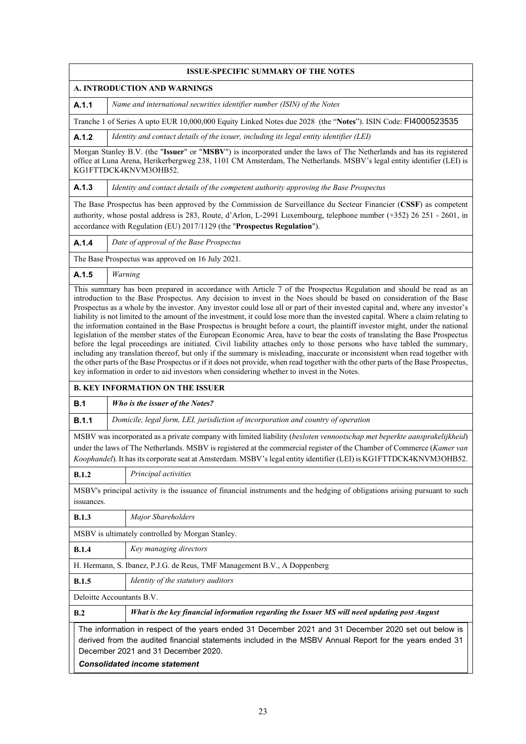## ISSUE-SPECIFIC SUMMARY OF THE NOTES

### A. INTRODUCTION AND WARNINGS

**A.1.1** *Name and international securities identifier number (ISIN) of the Notes*

Tranche 1 of Series A upto EUR 10,000,000 Equity Linked Notes due 2028 (the "**Notes**"). ISIN Code: FI4000523535

**A.1.2** *Identity and contact details of the issuer, including its legal entity identifier (LEI)*

Morgan Stanley B.V. (the "**Issuer**" or "**MSBV**") is incorporated under the laws of The Netherlands and has its registered office at Luna Arena, Herikerbergweg 238, 1101 CM Amsterdam, The Netherlands. MSBV's legal entity identifier (LEI) is KG1FTTDCK4KNVM3OHB52.

**A.1.3** *Identity and contact details of the competent authority approving the Base Prospectus*

The Base Prospectus has been approved by the Commission de Surveillance du Secteur Financier (**CSSF**) as competent authority, whose postal address is 283, Route, d'Arlon, L-2991 Luxembourg, telephone number (+352) 26 251 - 2601, in accordance with Regulation (EU) 2017/1129 (the "**Prospectus Regulation**").

**A.1.4** *Date of approval of the Base Prospectus*

The Base Prospectus was approved on 16 July 2021.

**A.1.5** *Warning*

This summary has been prepared in accordance with Article 7 of the Prospectus Regulation and should be read as an introduction to the Base Prospectus. Any decision to invest in the Noes should be based on consideration of the Base Prospectus as a whole by the investor. Any investor could lose all or part of their invested capital and, where any investor's liability is not limited to the amount of the investment, it could lose more than the invested capital. Where a claim relating to the information contained in the Base Prospectus is brought before a court, the plaintiff investor might, under the national legislation of the member states of the European Economic Area, have to bear the costs of translating the Base Prospectus before the legal proceedings are initiated. Civil liability attaches only to those persons who have tabled the summary, including any translation thereof, but only if the summary is misleading, inaccurate or inconsistent when read together with the other parts of the Base Prospectus or if it does not provide, when read together with the other parts of the Base Prospectus, key information in order to aid investors when considering whether to invest in the Notes.

### B. KEY INFORMATION ON THE ISSUER

**B.1** ***Who is the issuer of the Notes?***

**B.1.1** *Domicile, legal form, LEI, jurisdiction of incorporation and country of operation*

MSBV was incorporated as a private company with limited liability (*besloten vennootschap met beperkte aansprakelijkheid*) under the laws of The Netherlands. MSBV is registered at the commercial register of the Chamber of Commerce (*Kamer van Koophandel*). It has its corporate seat at Amsterdam. MSBV's legal entity identifier (LEI) is KG1FTTDCK4KNVM3OHB52.

**B.1.2** *Principal activities*

MSBV's principal activity is the issuance of financial instruments and the hedging of obligations arising pursuant to such issuances.

**B.1.3** *Major Shareholders*

MSBV is ultimately controlled by Morgan Stanley.

**B.1.4** *Key managing directors*

H. Hermann, S. Ibanez, P.J.G. de Reus, TMF Management B.V., A Doppenberg

**B.1.5** *Identity of the statutory auditors*

Deloitte Accountants B.V.

**B.2** ***What is the key financial information regarding the Issuer MS will need updating post August***

The information in respect of the years ended 31 December 2021 and 31 December 2020 set out below is derived from the audited financial statements included in the MSBV Annual Report for the years ended 31 December 2021 and 31 December 2020.

***Consolidated income statement***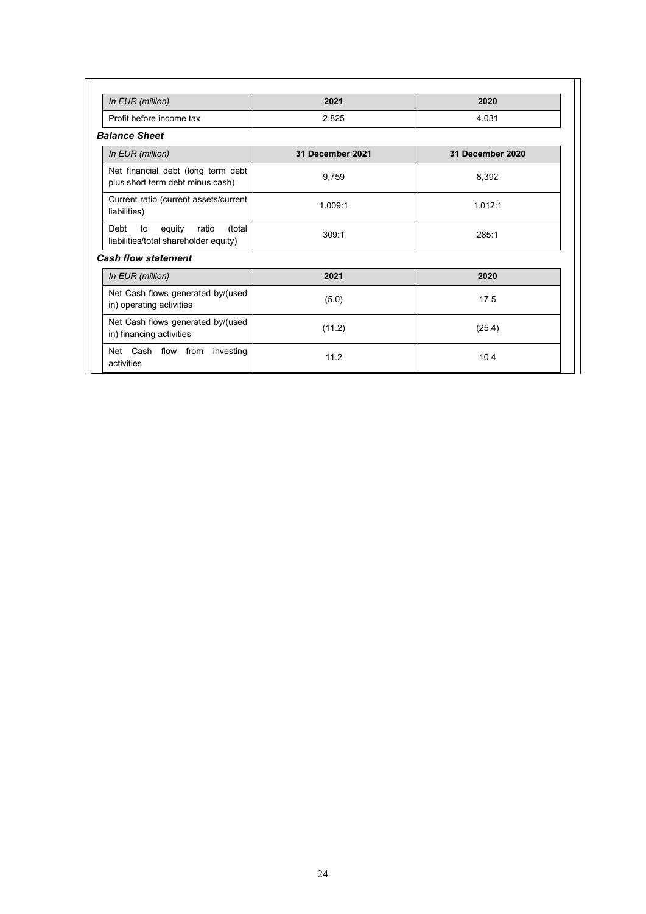| In EUR (million) | 2021 | 2020 |
|---|---|---|
| Profit before income tax | 2.825 | 4.031 |

***Balance Sheet***

| In EUR (million) | 31 December 2021 | 31 December 2020 |
|---|---|---|
| Net financial debt (long term debt plus short term debt minus cash) | 9,759 | 8,392 |
| Current ratio (current assets/current liabilities) | 1.009:1 | 1.012:1 |
| Debt to equity ratio (total liabilities/total shareholder equity) | 309:1 | 285:1 |

***Cash flow statement***

| In EUR (million) | 2021 | 2020 |
|---|---|---|
| Net Cash flows generated by/(used in) operating activities | (5.0) | 17.5 |
| Net Cash flows generated by/(used in) financing activities | (11.2) | (25.4) |
| Net Cash flow from investing activities | 11.2 | 10.4 |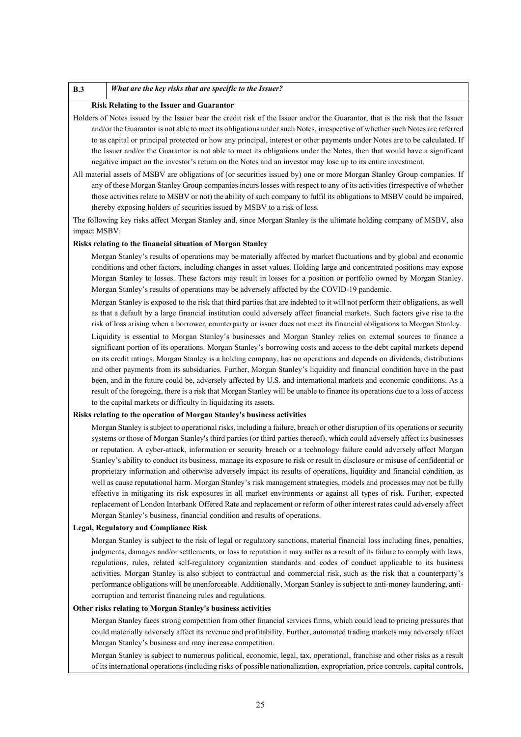| B.3 | *What are the key risks that are specific to the Issuer?* |
|---|---|

**Risk Relating to the Issuer and Guarantor**

Holders of Notes issued by the Issuer bear the credit risk of the Issuer and/or the Guarantor, that is the risk that the Issuer and/or the Guarantor is not able to meet its obligations under such Notes, irrespective of whether such Notes are referred to as capital or principal protected or how any principal, interest or other payments under Notes are to be calculated. If the Issuer and/or the Guarantor is not able to meet its obligations under the Notes, then that would have a significant negative impact on the investor's return on the Notes and an investor may lose up to its entire investment.

All material assets of MSBV are obligations of (or securities issued by) one or more Morgan Stanley Group companies. If any of these Morgan Stanley Group companies incurs losses with respect to any of its activities (irrespective of whether those activities relate to MSBV or not) the ability of such company to fulfil its obligations to MSBV could be impaired, thereby exposing holders of securities issued by MSBV to a risk of loss.

The following key risks affect Morgan Stanley and, since Morgan Stanley is the ultimate holding company of MSBV, also impact MSBV:

**Risks relating to the financial situation of Morgan Stanley**

Morgan Stanley's results of operations may be materially affected by market fluctuations and by global and economic conditions and other factors, including changes in asset values. Holding large and concentrated positions may expose Morgan Stanley to losses. These factors may result in losses for a position or portfolio owned by Morgan Stanley. Morgan Stanley's results of operations may be adversely affected by the COVID-19 pandemic.

Morgan Stanley is exposed to the risk that third parties that are indebted to it will not perform their obligations, as well as that a default by a large financial institution could adversely affect financial markets. Such factors give rise to the risk of loss arising when a borrower, counterparty or issuer does not meet its financial obligations to Morgan Stanley.

Liquidity is essential to Morgan Stanley's businesses and Morgan Stanley relies on external sources to finance a significant portion of its operations. Morgan Stanley's borrowing costs and access to the debt capital markets depend on its credit ratings. Morgan Stanley is a holding company, has no operations and depends on dividends, distributions and other payments from its subsidiaries. Further, Morgan Stanley's liquidity and financial condition have in the past been, and in the future could be, adversely affected by U.S. and international markets and economic conditions. As a result of the foregoing, there is a risk that Morgan Stanley will be unable to finance its operations due to a loss of access to the capital markets or difficulty in liquidating its assets.

**Risks relating to the operation of Morgan Stanley's business activities**

Morgan Stanley is subject to operational risks, including a failure, breach or other disruption of its operations or security systems or those of Morgan Stanley's third parties (or third parties thereof), which could adversely affect its businesses or reputation. A cyber-attack, information or security breach or a technology failure could adversely affect Morgan Stanley's ability to conduct its business, manage its exposure to risk or result in disclosure or misuse of confidential or proprietary information and otherwise adversely impact its results of operations, liquidity and financial condition, as well as cause reputational harm. Morgan Stanley's risk management strategies, models and processes may not be fully effective in mitigating its risk exposures in all market environments or against all types of risk. Further, expected replacement of London Interbank Offered Rate and replacement or reform of other interest rates could adversely affect Morgan Stanley's business, financial condition and results of operations.

**Legal, Regulatory and Compliance Risk**

Morgan Stanley is subject to the risk of legal or regulatory sanctions, material financial loss including fines, penalties, judgments, damages and/or settlements, or loss to reputation it may suffer as a result of its failure to comply with laws, regulations, rules, related self-regulatory organization standards and codes of conduct applicable to its business activities. Morgan Stanley is also subject to contractual and commercial risk, such as the risk that a counterparty's performance obligations will be unenforceable. Additionally, Morgan Stanley is subject to anti-money laundering, anti-corruption and terrorist financing rules and regulations.

**Other risks relating to Morgan Stanley's business activities**

Morgan Stanley faces strong competition from other financial services firms, which could lead to pricing pressures that could materially adversely affect its revenue and profitability. Further, automated trading markets may adversely affect Morgan Stanley's business and may increase competition.

Morgan Stanley is subject to numerous political, economic, legal, tax, operational, franchise and other risks as a result of its international operations (including risks of possible nationalization, expropriation, price controls, capital controls,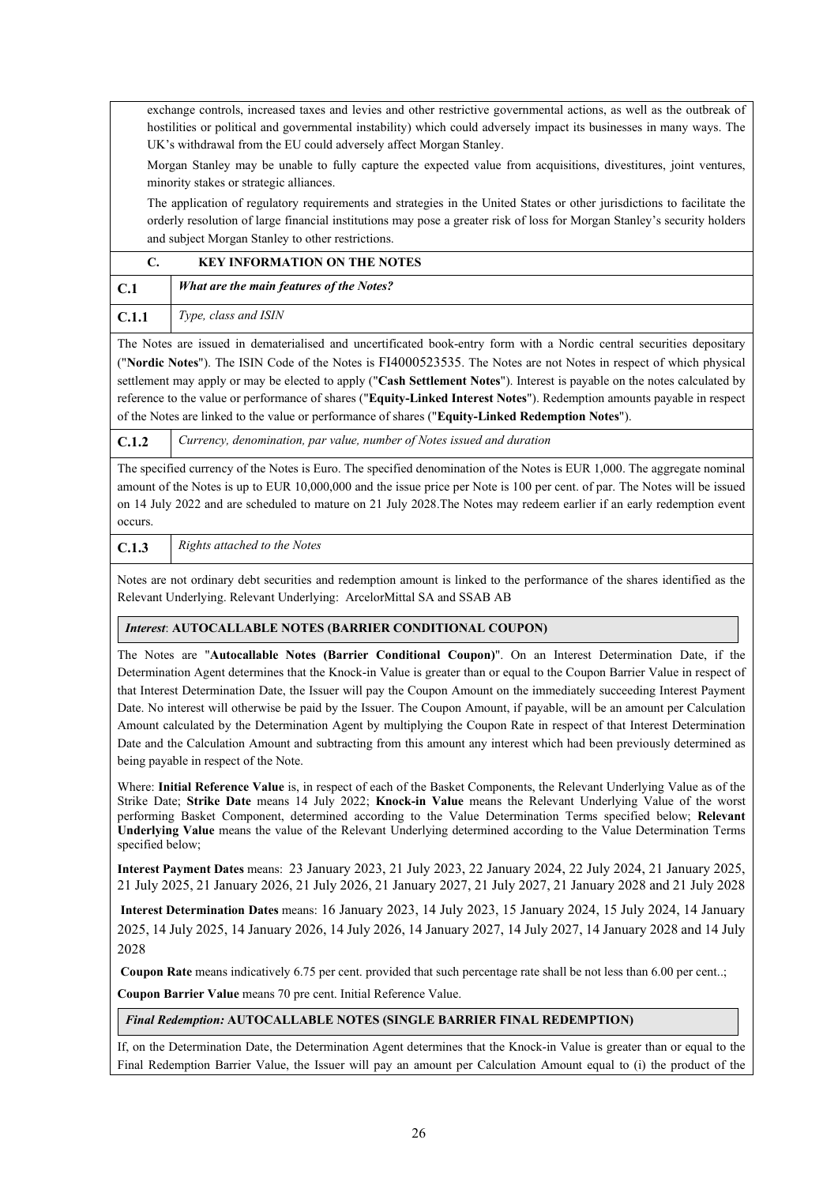exchange controls, increased taxes and levies and other restrictive governmental actions, as well as the outbreak of hostilities or political and governmental instability) which could adversely impact its businesses in many ways. The UK's withdrawal from the EU could adversely affect Morgan Stanley.

Morgan Stanley may be unable to fully capture the expected value from acquisitions, divestitures, joint ventures, minority stakes or strategic alliances.

The application of regulatory requirements and strategies in the United States or other jurisdictions to facilitate the orderly resolution of large financial institutions may pose a greater risk of loss for Morgan Stanley's security holders and subject Morgan Stanley to other restrictions.

## C. KEY INFORMATION ON THE NOTES

| | |
|---|---|
| **C.1** | ***What are the main features of the Notes?*** |
| **C.1.1** | *Type, class and ISIN* |

The Notes are issued in dematerialised and uncertificated book-entry form with a Nordic central securities depositary ("**Nordic Notes**"). The ISIN Code of the Notes is FI4000523535. The Notes are not Notes in respect of which physical settlement may apply or may be elected to apply ("**Cash Settlement Notes**"). Interest is payable on the notes calculated by reference to the value or performance of shares ("**Equity-Linked Interest Notes**"). Redemption amounts payable in respect of the Notes are linked to the value or performance of shares ("**Equity-Linked Redemption Notes**").

| | |
|---|---|
| **C.1.2** | *Currency, denomination, par value, number of Notes issued and duration* |

The specified currency of the Notes is Euro. The specified denomination of the Notes is EUR 1,000. The aggregate nominal amount of the Notes is up to EUR 10,000,000 and the issue price per Note is 100 per cent. of par. The Notes will be issued on 14 July 2022 and are scheduled to mature on 21 July 2028.The Notes may redeem earlier if an early redemption event occurs.

| | |
|---|---|
| **C.1.3** | *Rights attached to the Notes* |

Notes are not ordinary debt securities and redemption amount is linked to the performance of the shares identified as the Relevant Underlying. Relevant Underlying: ArcelorMittal SA and SSAB AB

*Interest*: **AUTOCALLABLE NOTES (BARRIER CONDITIONAL COUPON)**

The Notes are "**Autocallable Notes (Barrier Conditional Coupon)**". On an Interest Determination Date, if the Determination Agent determines that the Knock-in Value is greater than or equal to the Coupon Barrier Value in respect of that Interest Determination Date, the Issuer will pay the Coupon Amount on the immediately succeeding Interest Payment Date. No interest will otherwise be paid by the Issuer. The Coupon Amount, if payable, will be an amount per Calculation Amount calculated by the Determination Agent by multiplying the Coupon Rate in respect of that Interest Determination Date and the Calculation Amount and subtracting from this amount any interest which had been previously determined as being payable in respect of the Note.

Where: **Initial Reference Value** is, in respect of each of the Basket Components, the Relevant Underlying Value as of the Strike Date; **Strike Date** means 14 July 2022; **Knock-in Value** means the Relevant Underlying Value of the worst performing Basket Component, determined according to the Value Determination Terms specified below; **Relevant Underlying Value** means the value of the Relevant Underlying determined according to the Value Determination Terms specified below;

**Interest Payment Dates** means: 23 January 2023, 21 July 2023, 22 January 2024, 22 July 2024, 21 January 2025, 21 July 2025, 21 January 2026, 21 July 2026, 21 January 2027, 21 July 2027, 21 January 2028 and 21 July 2028

**Interest Determination Dates** means: 16 January 2023, 14 July 2023, 15 January 2024, 15 July 2024, 14 January 2025, 14 July 2025, 14 January 2026, 14 July 2026, 14 January 2027, 14 July 2027, 14 January 2028 and 14 July 2028

**Coupon Rate** means indicatively 6.75 per cent. provided that such percentage rate shall be not less than 6.00 per cent..;

**Coupon Barrier Value** means 70 pre cent. Initial Reference Value.

*Final Redemption:* **AUTOCALLABLE NOTES (SINGLE BARRIER FINAL REDEMPTION)**

If, on the Determination Date, the Determination Agent determines that the Knock-in Value is greater than or equal to the Final Redemption Barrier Value, the Issuer will pay an amount per Calculation Amount equal to (i) the product of the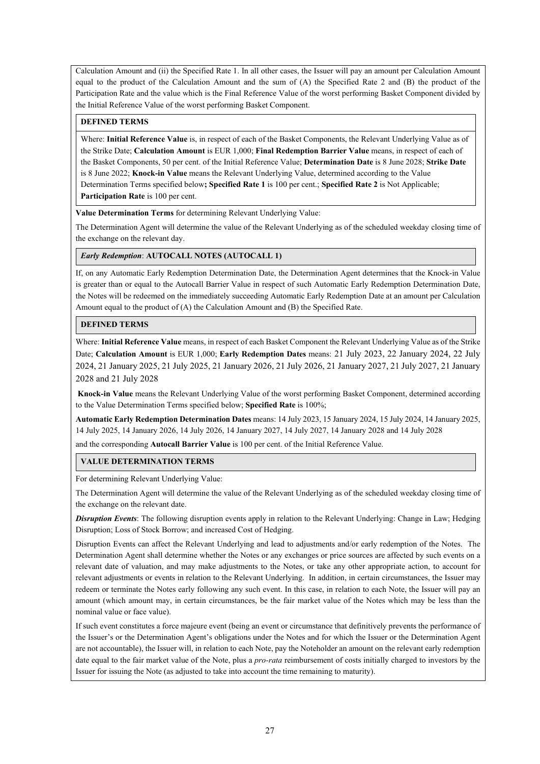Calculation Amount and (ii) the Specified Rate 1. In all other cases, the Issuer will pay an amount per Calculation Amount equal to the product of the Calculation Amount and the sum of (A) the Specified Rate 2 and (B) the product of the Participation Rate and the value which is the Final Reference Value of the worst performing Basket Component divided by the Initial Reference Value of the worst performing Basket Component.

**DEFINED TERMS**

Where: **Initial Reference Value** is, in respect of each of the Basket Components, the Relevant Underlying Value as of the Strike Date; **Calculation Amount** is EUR 1,000; **Final Redemption Barrier Value** means, in respect of each of the Basket Components, 50 per cent. of the Initial Reference Value; **Determination Date** is 8 June 2028; **Strike Date** is 8 June 2022; **Knock-in Value** means the Relevant Underlying Value, determined according to the Value Determination Terms specified below**; Specified Rate 1** is 100 per cent.; **Specified Rate 2** is Not Applicable; **Participation Rate** is 100 per cent.

**Value Determination Terms** for determining Relevant Underlying Value:

The Determination Agent will determine the value of the Relevant Underlying as of the scheduled weekday closing time of the exchange on the relevant day.

***Early Redemption*: AUTOCALL NOTES (AUTOCALL 1)**

If, on any Automatic Early Redemption Determination Date, the Determination Agent determines that the Knock-in Value is greater than or equal to the Autocall Barrier Value in respect of such Automatic Early Redemption Determination Date, the Notes will be redeemed on the immediately succeeding Automatic Early Redemption Date at an amount per Calculation Amount equal to the product of (A) the Calculation Amount and (B) the Specified Rate.

**DEFINED TERMS**

Where: **Initial Reference Value** means, in respect of each Basket Component the Relevant Underlying Value as of the Strike Date; **Calculation Amount** is EUR 1,000; **Early Redemption Dates** means: 21 July 2023, 22 January 2024, 22 July 2024, 21 January 2025, 21 July 2025, 21 January 2026, 21 July 2026, 21 January 2027, 21 July 2027, 21 January 2028 and 21 July 2028

**Knock-in Value** means the Relevant Underlying Value of the worst performing Basket Component, determined according to the Value Determination Terms specified below; **Specified Rate** is 100%;

**Automatic Early Redemption Determination Dates** means: 14 July 2023, 15 January 2024, 15 July 2024, 14 January 2025, 14 July 2025, 14 January 2026, 14 July 2026, 14 January 2027, 14 July 2027, 14 January 2028 and 14 July 2028

and the corresponding **Autocall Barrier Value** is 100 per cent. of the Initial Reference Value.

**VALUE DETERMINATION TERMS**

For determining Relevant Underlying Value:

The Determination Agent will determine the value of the Relevant Underlying as of the scheduled weekday closing time of the exchange on the relevant date.

***Disruption Events***: The following disruption events apply in relation to the Relevant Underlying: Change in Law; Hedging Disruption; Loss of Stock Borrow; and increased Cost of Hedging.

Disruption Events can affect the Relevant Underlying and lead to adjustments and/or early redemption of the Notes. The Determination Agent shall determine whether the Notes or any exchanges or price sources are affected by such events on a relevant date of valuation, and may make adjustments to the Notes, or take any other appropriate action, to account for relevant adjustments or events in relation to the Relevant Underlying. In addition, in certain circumstances, the Issuer may redeem or terminate the Notes early following any such event. In this case, in relation to each Note, the Issuer will pay an amount (which amount may, in certain circumstances, be the fair market value of the Notes which may be less than the nominal value or face value).

If such event constitutes a force majeure event (being an event or circumstance that definitively prevents the performance of the Issuer's or the Determination Agent's obligations under the Notes and for which the Issuer or the Determination Agent are not accountable), the Issuer will, in relation to each Note, pay the Noteholder an amount on the relevant early redemption date equal to the fair market value of the Note, plus a *pro-rata* reimbursement of costs initially charged to investors by the Issuer for issuing the Note (as adjusted to take into account the time remaining to maturity).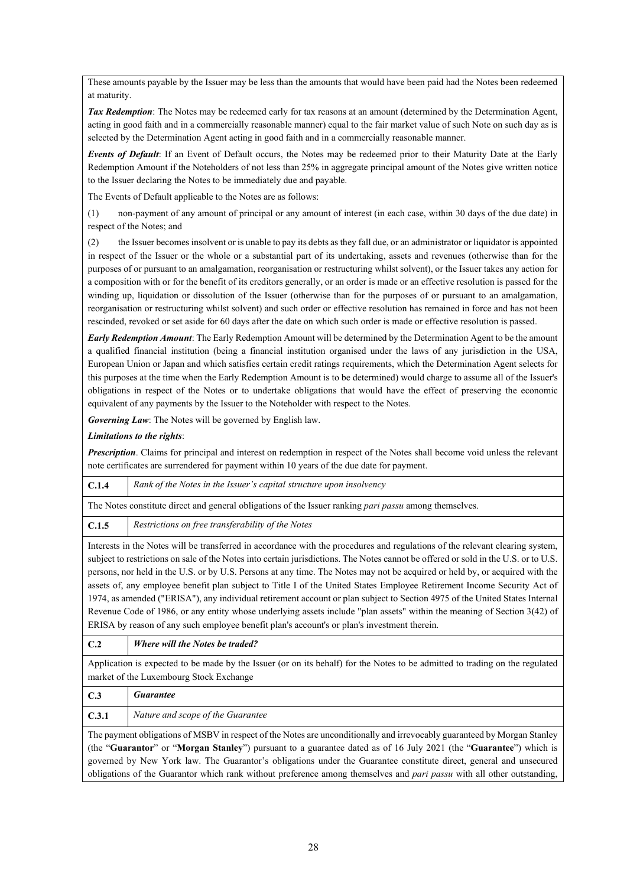These amounts payable by the Issuer may be less than the amounts that would have been paid had the Notes been redeemed at maturity.

***Tax Redemption***: The Notes may be redeemed early for tax reasons at an amount (determined by the Determination Agent, acting in good faith and in a commercially reasonable manner) equal to the fair market value of such Note on such day as is selected by the Determination Agent acting in good faith and in a commercially reasonable manner.

***Events of Default***: If an Event of Default occurs, the Notes may be redeemed prior to their Maturity Date at the Early Redemption Amount if the Noteholders of not less than 25% in aggregate principal amount of the Notes give written notice to the Issuer declaring the Notes to be immediately due and payable.

The Events of Default applicable to the Notes are as follows:

(1) non-payment of any amount of principal or any amount of interest (in each case, within 30 days of the due date) in respect of the Notes; and

(2) the Issuer becomes insolvent or is unable to pay its debts as they fall due, or an administrator or liquidator is appointed in respect of the Issuer or the whole or a substantial part of its undertaking, assets and revenues (otherwise than for the purposes of or pursuant to an amalgamation, reorganisation or restructuring whilst solvent), or the Issuer takes any action for a composition with or for the benefit of its creditors generally, or an order is made or an effective resolution is passed for the winding up, liquidation or dissolution of the Issuer (otherwise than for the purposes of or pursuant to an amalgamation, reorganisation or restructuring whilst solvent) and such order or effective resolution has remained in force and has not been rescinded, revoked or set aside for 60 days after the date on which such order is made or effective resolution is passed.

***Early Redemption Amount***: The Early Redemption Amount will be determined by the Determination Agent to be the amount a qualified financial institution (being a financial institution organised under the laws of any jurisdiction in the USA, European Union or Japan and which satisfies certain credit ratings requirements, which the Determination Agent selects for this purposes at the time when the Early Redemption Amount is to be determined) would charge to assume all of the Issuer's obligations in respect of the Notes or to undertake obligations that would have the effect of preserving the economic equivalent of any payments by the Issuer to the Noteholder with respect to the Notes.

***Governing Law***: The Notes will be governed by English law.

***Limitations to the rights***:

***Prescription***. Claims for principal and interest on redemption in respect of the Notes shall become void unless the relevant note certificates are surrendered for payment within 10 years of the due date for payment.

| **C.1.4** | *Rank of the Notes in the Issuer's capital structure upon insolvency* |
|---|---|

The Notes constitute direct and general obligations of the Issuer ranking *pari passu* among themselves.

| **C.1.5** | *Restrictions on free transferability of the Notes* |
|---|---|

Interests in the Notes will be transferred in accordance with the procedures and regulations of the relevant clearing system, subject to restrictions on sale of the Notes into certain jurisdictions. The Notes cannot be offered or sold in the U.S. or to U.S. persons, nor held in the U.S. or by U.S. Persons at any time. The Notes may not be acquired or held by, or acquired with the assets of, any employee benefit plan subject to Title I of the United States Employee Retirement Income Security Act of 1974, as amended ("ERISA"), any individual retirement account or plan subject to Section 4975 of the United States Internal Revenue Code of 1986, or any entity whose underlying assets include "plan assets" within the meaning of Section 3(42) of ERISA by reason of any such employee benefit plan's account's or plan's investment therein.

| **C.2** | ***Where will the Notes be traded?*** |
|---|---|

Application is expected to be made by the Issuer (or on its behalf) for the Notes to be admitted to trading on the regulated market of the Luxembourg Stock Exchange

| **C.3** | ***Guarantee*** |
|---|---|
| **C.3.1** | *Nature and scope of the Guarantee* |

The payment obligations of MSBV in respect of the Notes are unconditionally and irrevocably guaranteed by Morgan Stanley (the "**Guarantor**" or "**Morgan Stanley**") pursuant to a guarantee dated as of 16 July 2021 (the "**Guarantee**") which is governed by New York law. The Guarantor's obligations under the Guarantee constitute direct, general and unsecured obligations of the Guarantor which rank without preference among themselves and *pari passu* with all other outstanding,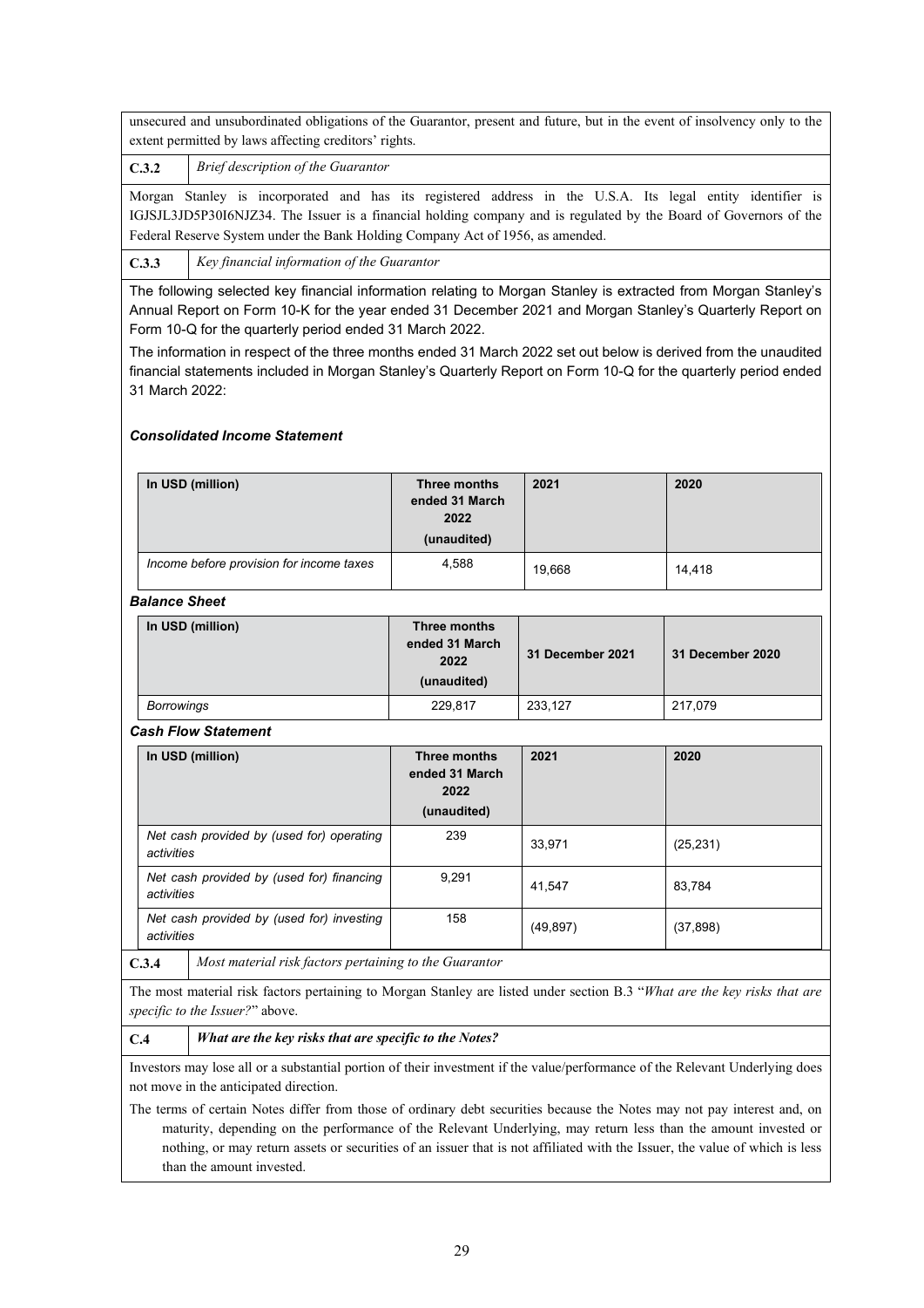unsecured and unsubordinated obligations of the Guarantor, present and future, but in the event of insolvency only to the extent permitted by laws affecting creditors' rights.

**C.3.2** *Brief description of the Guarantor*

Morgan Stanley is incorporated and has its registered address in the U.S.A. Its legal entity identifier is IGJSJL3JD5P30I6NJZ34. The Issuer is a financial holding company and is regulated by the Board of Governors of the Federal Reserve System under the Bank Holding Company Act of 1956, as amended.

**C.3.3** *Key financial information of the Guarantor*

The following selected key financial information relating to Morgan Stanley is extracted from Morgan Stanley's Annual Report on Form 10-K for the year ended 31 December 2021 and Morgan Stanley's Quarterly Report on Form 10-Q for the quarterly period ended 31 March 2022.

The information in respect of the three months ended 31 March 2022 set out below is derived from the unaudited financial statements included in Morgan Stanley's Quarterly Report on Form 10-Q for the quarterly period ended 31 March 2022:

***Consolidated Income Statement***

| In USD (million) | Three months ended 31 March 2022 (unaudited) | 2021 | 2020 |
|---|---|---|---|
| *Income before provision for income taxes* | 4,588 | 19,668 | 14,418 |

***Balance Sheet***

| In USD (million) | Three months ended 31 March 2022 (unaudited) | 31 December 2021 | 31 December 2020 |
|---|---|---|---|
| *Borrowings* | 229,817 | 233,127 | 217,079 |

***Cash Flow Statement***

| In USD (million) | Three months ended 31 March 2022 (unaudited) | 2021 | 2020 |
|---|---|---|---|
| *Net cash provided by (used for) operating activities* | 239 | 33,971 | (25,231) |
| *Net cash provided by (used for) financing activities* | 9,291 | 41,547 | 83,784 |
| *Net cash provided by (used for) investing activities* | 158 | (49,897) | (37,898) |

**C.3.4** *Most material risk factors pertaining to the Guarantor*

The most material risk factors pertaining to Morgan Stanley are listed under section B.3 "*What are the key risks that are specific to the Issuer?*" above.

**C.4** ***What are the key risks that are specific to the Notes?***

Investors may lose all or a substantial portion of their investment if the value/performance of the Relevant Underlying does not move in the anticipated direction.

The terms of certain Notes differ from those of ordinary debt securities because the Notes may not pay interest and, on maturity, depending on the performance of the Relevant Underlying, may return less than the amount invested or nothing, or may return assets or securities of an issuer that is not affiliated with the Issuer, the value of which is less than the amount invested.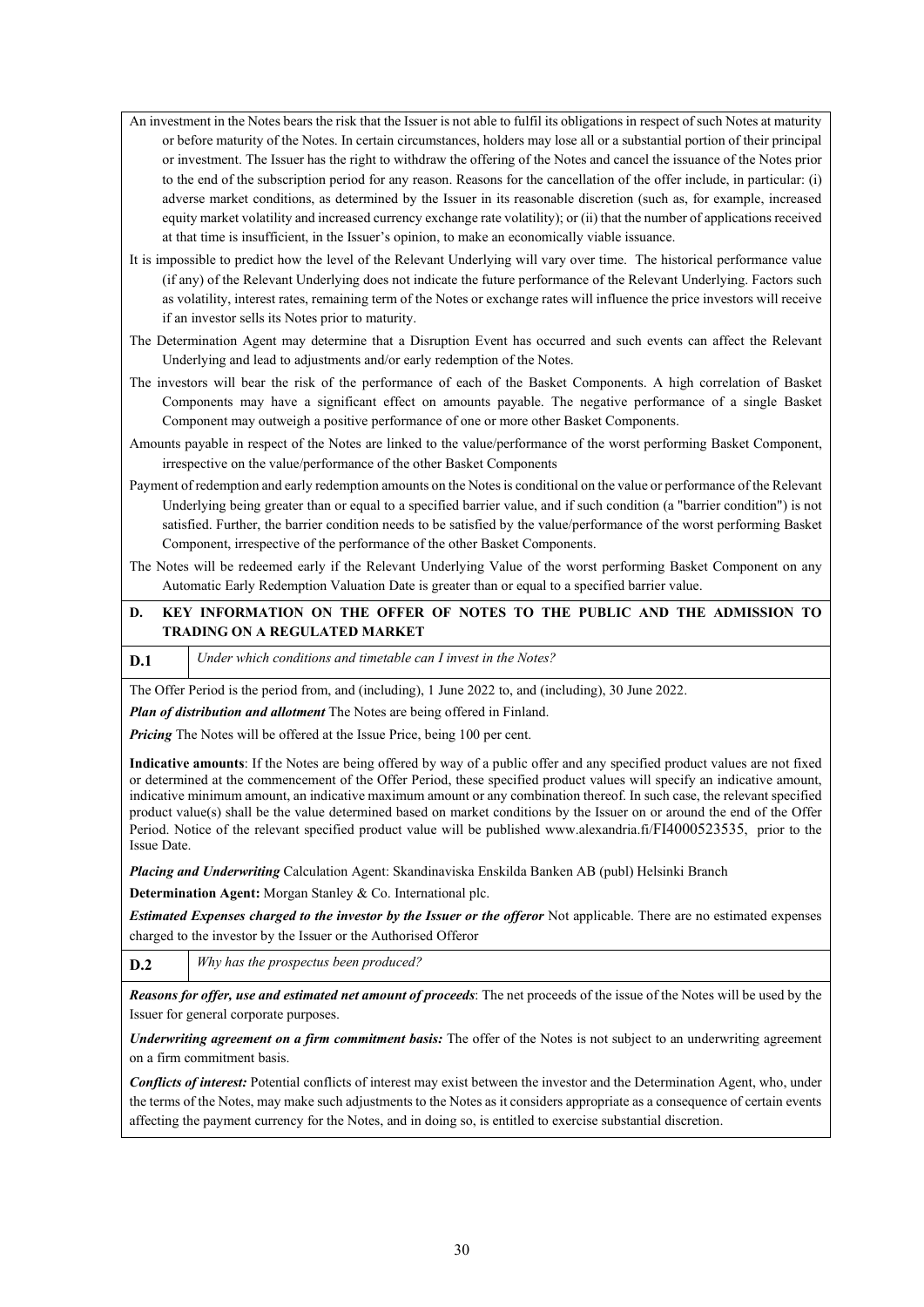An investment in the Notes bears the risk that the Issuer is not able to fulfil its obligations in respect of such Notes at maturity or before maturity of the Notes. In certain circumstances, holders may lose all or a substantial portion of their principal or investment. The Issuer has the right to withdraw the offering of the Notes and cancel the issuance of the Notes prior to the end of the subscription period for any reason. Reasons for the cancellation of the offer include, in particular: (i) adverse market conditions, as determined by the Issuer in its reasonable discretion (such as, for example, increased equity market volatility and increased currency exchange rate volatility); or (ii) that the number of applications received at that time is insufficient, in the Issuer's opinion, to make an economically viable issuance.

It is impossible to predict how the level of the Relevant Underlying will vary over time. The historical performance value (if any) of the Relevant Underlying does not indicate the future performance of the Relevant Underlying. Factors such as volatility, interest rates, remaining term of the Notes or exchange rates will influence the price investors will receive if an investor sells its Notes prior to maturity.

The Determination Agent may determine that a Disruption Event has occurred and such events can affect the Relevant Underlying and lead to adjustments and/or early redemption of the Notes.

The investors will bear the risk of the performance of each of the Basket Components. A high correlation of Basket Components may have a significant effect on amounts payable. The negative performance of a single Basket Component may outweigh a positive performance of one or more other Basket Components.

Amounts payable in respect of the Notes are linked to the value/performance of the worst performing Basket Component, irrespective on the value/performance of the other Basket Components

Payment of redemption and early redemption amounts on the Notes is conditional on the value or performance of the Relevant Underlying being greater than or equal to a specified barrier value, and if such condition (a "barrier condition") is not satisfied. Further, the barrier condition needs to be satisfied by the value/performance of the worst performing Basket Component, irrespective of the performance of the other Basket Components.

The Notes will be redeemed early if the Relevant Underlying Value of the worst performing Basket Component on any Automatic Early Redemption Valuation Date is greater than or equal to a specified barrier value.

## D. KEY INFORMATION ON THE OFFER OF NOTES TO THE PUBLIC AND THE ADMISSION TO TRADING ON A REGULATED MARKET

| **D.1** | *Under which conditions and timetable can I invest in the Notes?* |
|---|---|

The Offer Period is the period from, and (including), 1 June 2022 to, and (including), 30 June 2022.

***Plan of distribution and allotment*** The Notes are being offered in Finland.

***Pricing*** The Notes will be offered at the Issue Price, being 100 per cent.

**Indicative amounts**: If the Notes are being offered by way of a public offer and any specified product values are not fixed or determined at the commencement of the Offer Period, these specified product values will specify an indicative amount, indicative minimum amount, an indicative maximum amount or any combination thereof. In such case, the relevant specified product value(s) shall be the value determined based on market conditions by the Issuer on or around the end of the Offer Period. Notice of the relevant specified product value will be published www.alexandria.fi/FI4000523535, prior to the Issue Date.

***Placing and Underwriting*** Calculation Agent: Skandinaviska Enskilda Banken AB (publ) Helsinki Branch

**Determination Agent:** Morgan Stanley & Co. International plc.

***Estimated Expenses charged to the investor by the Issuer or the offeror*** Not applicable. There are no estimated expenses charged to the investor by the Issuer or the Authorised Offeror

| **D.2** | *Why has the prospectus been produced?* |
|---|---|

***Reasons for offer, use and estimated net amount of proceeds***: The net proceeds of the issue of the Notes will be used by the Issuer for general corporate purposes.

***Underwriting agreement on a firm commitment basis:*** The offer of the Notes is not subject to an underwriting agreement on a firm commitment basis.

***Conflicts of interest:*** Potential conflicts of interest may exist between the investor and the Determination Agent, who, under the terms of the Notes, may make such adjustments to the Notes as it considers appropriate as a consequence of certain events affecting the payment currency for the Notes, and in doing so, is entitled to exercise substantial discretion.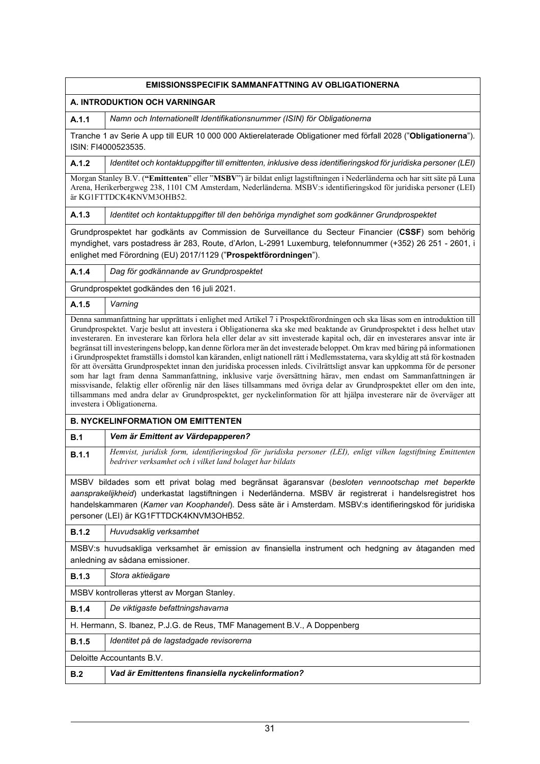| **EMISSIONSSPECIFIK SAMMANFATTNING AV OBLIGATIONERNA** | |
|---|---|
| **A. INTRODUKTION OCH VARNINGAR** | |
| **A.1.1** | *Namn och Internationellt Identifikationsnummer (ISIN) för Obligationerna* |
| Tranche 1 av Serie A upp till EUR 10 000 000 Aktierelaterade Obligationer med förfall 2028 (”**Obligationerna**”). ISIN: FI4000523535. | |
| **A.1.2** | *Identitet och kontaktuppgifter till emittenten, inklusive dess identifieringskod för juridiska personer (LEI)* |
| Morgan Stanley B.V. (**“Emittenten**” eller ”**MSBV**”) är bildat enligt lagstiftningen i Nederländerna och har sitt säte på Luna Arena, Herikerbergweg 238, 1101 CM Amsterdam, Nederländerna. MSBV:s identifieringskod för juridiska personer (LEI) är KG1FTTDCK4KNVM3OHB52. | |
| **A.1.3** | *Identitet och kontaktuppgifter till den behöriga myndighet som godkänner Grundprospektet* |
| Grundprospektet har godkänts av Commission de Surveillance du Secteur Financier (**CSSF**) som behörig myndighet, vars postadress är 283, Route, d'Arlon, L-2991 Luxemburg, telefonnummer (+352) 26 251 - 2601, i enlighet med Förordning (EU) 2017/1129 (”**Prospektförordningen**”). | |
| **A.1.4** | *Dag för godkännande av Grundprospektet* |
| Grundprospektet godkändes den 16 juli 2021. | |
| **A.1.5** | *Varning* |
| Denna sammanfattning har upprättats i enlighet med Artikel 7 i Prospektförordningen och ska läsas som en introduktion till Grundprospektet. Varje beslut att investera i Obligationerna ska ske med beaktande av Grundprospektet i dess helhet utav investeraren. En investerare kan förlora hela eller delar av sitt investerade kapital och, där en investerares ansvar inte är begränsat till investeringens belopp, kan denne förlora mer än det investerade beloppet. Om krav med bäring på informationen i Grundprospektet framställs i domstol kan käranden, enligt nationell rätt i Medlemsstaterna, vara skyldig att stå för kostnaden för att översätta Grundprospektet innan den juridiska processen inleds. Civilrättsligt ansvar kan uppkomma för de personer som har lagt fram denna Sammanfattning, inklusive varje översättning härav, men endast om Sammanfattningen är missvisande, felaktig eller oförenlig när den läses tillsammans med övriga delar av Grundprospektet eller om den inte, tillsammans med andra delar av Grundprospektet, ger nyckelinformation för att hjälpa investerare när de överväger att investera i Obligationerna. | |
| **B. NYCKELINFORMATION OM EMITTENTEN** | |
| **B.1** | ***Vem är Emittent av Värdepapperen?*** |
| **B.1.1** | *Hemvist, juridisk form, identifieringskod för juridiska personer (LEI), enligt vilken lagstiftning Emittenten bedriver verksamhet och i vilket land bolaget har bildats* |
| MSBV bildades som ett privat bolag med begränsat ägaransvar (*besloten vennootschap met beperkte aansprakelijkheid*) underkastat lagstiftningen i Nederländerna. MSBV är registrerat i handelsregistret hos handelskammaren (*Kamer van Koophandel*). Dess säte är i Amsterdam. MSBV:s identifieringskod för juridiska personer (LEI) är KG1FTTDCK4KNVM3OHB52. | |
| **B.1.2** | *Huvudsaklig verksamhet* |
| MSBV:s huvudsakliga verksamhet är emission av finansiella instrument och hedgning av åtaganden med anledning av sådana emissioner. | |
| **B.1.3** | *Stora aktieägare* |
| MSBV kontrolleras ytterst av Morgan Stanley. | |
| **B.1.4** | *De viktigaste befattningshavarna* |
| H. Hermann, S. Ibanez, P.J.G. de Reus, TMF Management B.V., A Doppenberg | |
| **B.1.5** | *Identitet på de lagstadgade revisorerna* |
| Deloitte Accountants B.V. | |
| **B.2** | ***Vad är Emittentens finansiella nyckelinformation?*** |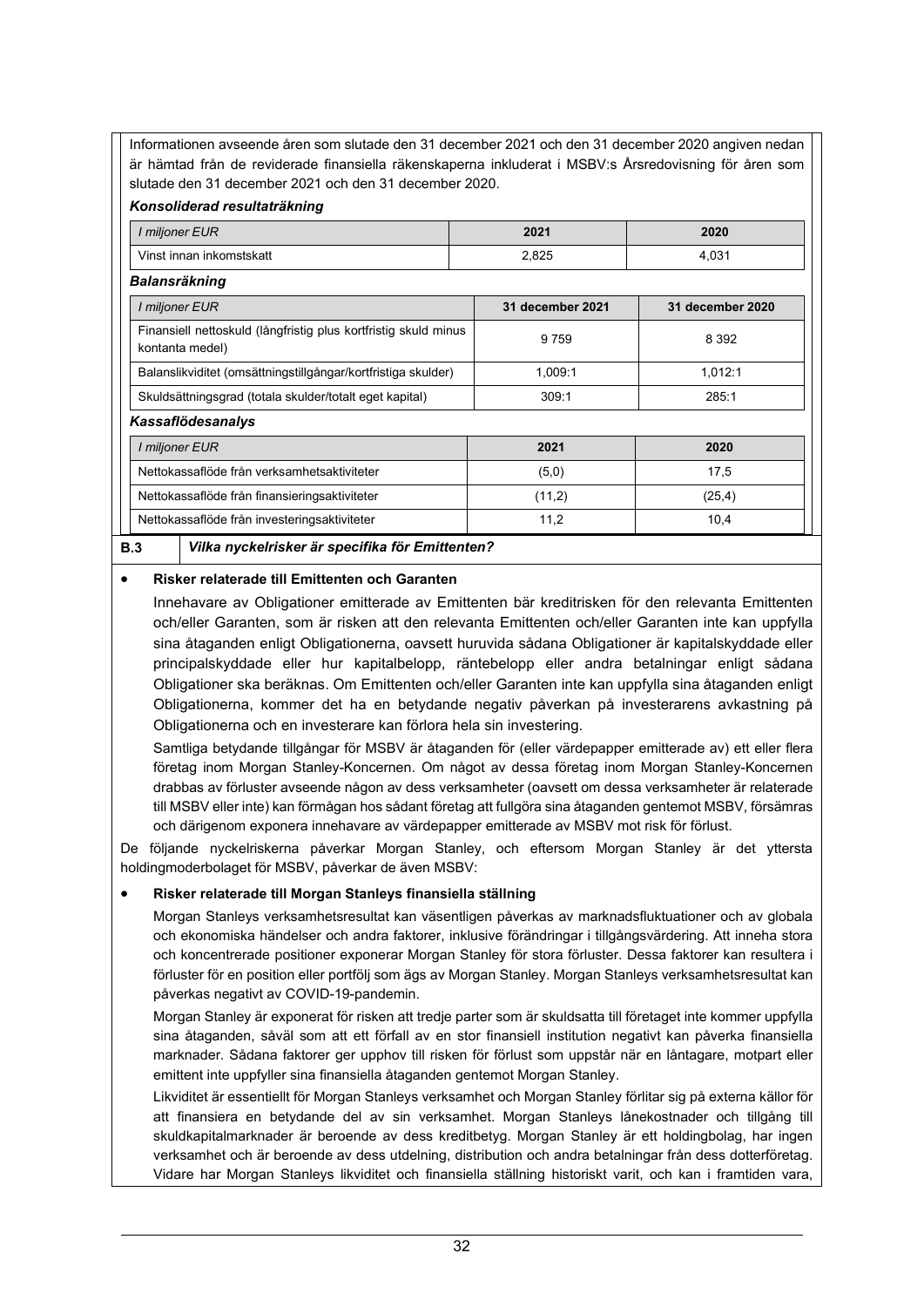Informationen avseende åren som slutade den 31 december 2021 och den 31 december 2020 angiven nedan är hämtad från de reviderade finansiella räkenskaperna inkluderat i MSBV:s Årsredovisning för åren som slutade den 31 december 2021 och den 31 december 2020.

***Konsoliderad resultaträkning***

| *I miljoner EUR* | **2021** | **2020** |
|---|---|---|
| Vinst innan inkomstskatt | 2,825 | 4,031 |

***Balansräkning***

| *I miljoner EUR* | **31 december 2021** | **31 december 2020** |
|---|---|---|
| Finansiell nettoskuld (långfristig plus kortfristig skuld minus kontanta medel) | 9 759 | 8 392 |
| Balanslikviditet (omsättningstillgångar/kortfristiga skulder) | 1,009:1 | 1,012:1 |
| Skuldsättningsgrad (totala skulder/totalt eget kapital) | 309:1 | 285:1 |

***Kassaflödesanalys***

| *I miljoner EUR* | **2021** | **2020** |
|---|---|---|
| Nettokassaflöde från verksamhetsaktiviteter | (5,0) | 17,5 |
| Nettokassaflöde från finansieringsaktiviteter | (11,2) | (25,4) |
| Nettokassaflöde från investeringsaktiviteter | 11,2 | 10,4 |

**B.3** ***Vilka nyckelrisker är specifika för Emittenten?***

- **Risker relaterade till Emittenten och Garanten**

  Innehavare av Obligationer emitterade av Emittenten bär kreditrisken för den relevanta Emittenten och/eller Garanten, som är risken att den relevanta Emittenten och/eller Garanten inte kan uppfylla sina åtaganden enligt Obligationerna, oavsett huruvida sådana Obligationer är kapitalskyddade eller principalskyddade eller hur kapitalbelopp, räntebelopp eller andra betalningar enligt sådana Obligationer ska beräknas. Om Emittenten och/eller Garanten inte kan uppfylla sina åtaganden enligt Obligationerna, kommer det ha en betydande negativ påverkan på investerarens avkastning på Obligationerna och en investerare kan förlora hela sin investering.

  Samtliga betydande tillgångar för MSBV är åtaganden för (eller värdepapper emitterade av) ett eller flera företag inom Morgan Stanley-Koncernen. Om något av dessa företag inom Morgan Stanley-Koncernen drabbas av förluster avseende någon av dess verksamheter (oavsett om dessa verksamheter är relaterade till MSBV eller inte) kan förmågan hos sådant företag att fullgöra sina åtaganden gentemot MSBV, försämras och därigenom exponera innehavare av värdepapper emitterade av MSBV mot risk för förlust.

De följande nyckelriskerna påverkar Morgan Stanley, och eftersom Morgan Stanley är det yttersta holdingmoderbolaget för MSBV, påverkar de även MSBV:

- **Risker relaterade till Morgan Stanleys finansiella ställning**

  Morgan Stanleys verksamhetsresultat kan väsentligen påverkas av marknadsfluktuationer och av globala och ekonomiska händelser och andra faktorer, inklusive förändringar i tillgångsvärdering. Att inneha stora och koncentrerade positioner exponerar Morgan Stanley för stora förluster. Dessa faktorer kan resultera i förluster för en position eller portfölj som ägs av Morgan Stanley. Morgan Stanleys verksamhetsresultat kan påverkas negativt av COVID-19-pandemin.

  Morgan Stanley är exponerat för risken att tredje parter som är skuldsatta till företaget inte kommer uppfylla sina åtaganden, såväl som att ett förfall av en stor finansiell institution negativt kan påverka finansiella marknader. Sådana faktorer ger upphov till risken för förlust som uppstår när en låntagare, motpart eller emittent inte uppfyller sina finansiella åtaganden gentemot Morgan Stanley.

  Likviditet är essentiellt för Morgan Stanleys verksamhet och Morgan Stanley förlitar sig på externa källor för att finansiera en betydande del av sin verksamhet. Morgan Stanleys lånekostnader och tillgång till skuldkapitalmarknader är beroende av dess kreditbetyg. Morgan Stanley är ett holdingbolag, har ingen verksamhet och är beroende av dess utdelning, distribution och andra betalningar från dess dotterföretag. Vidare har Morgan Stanleys likviditet och finansiella ställning historiskt varit, och kan i framtiden vara,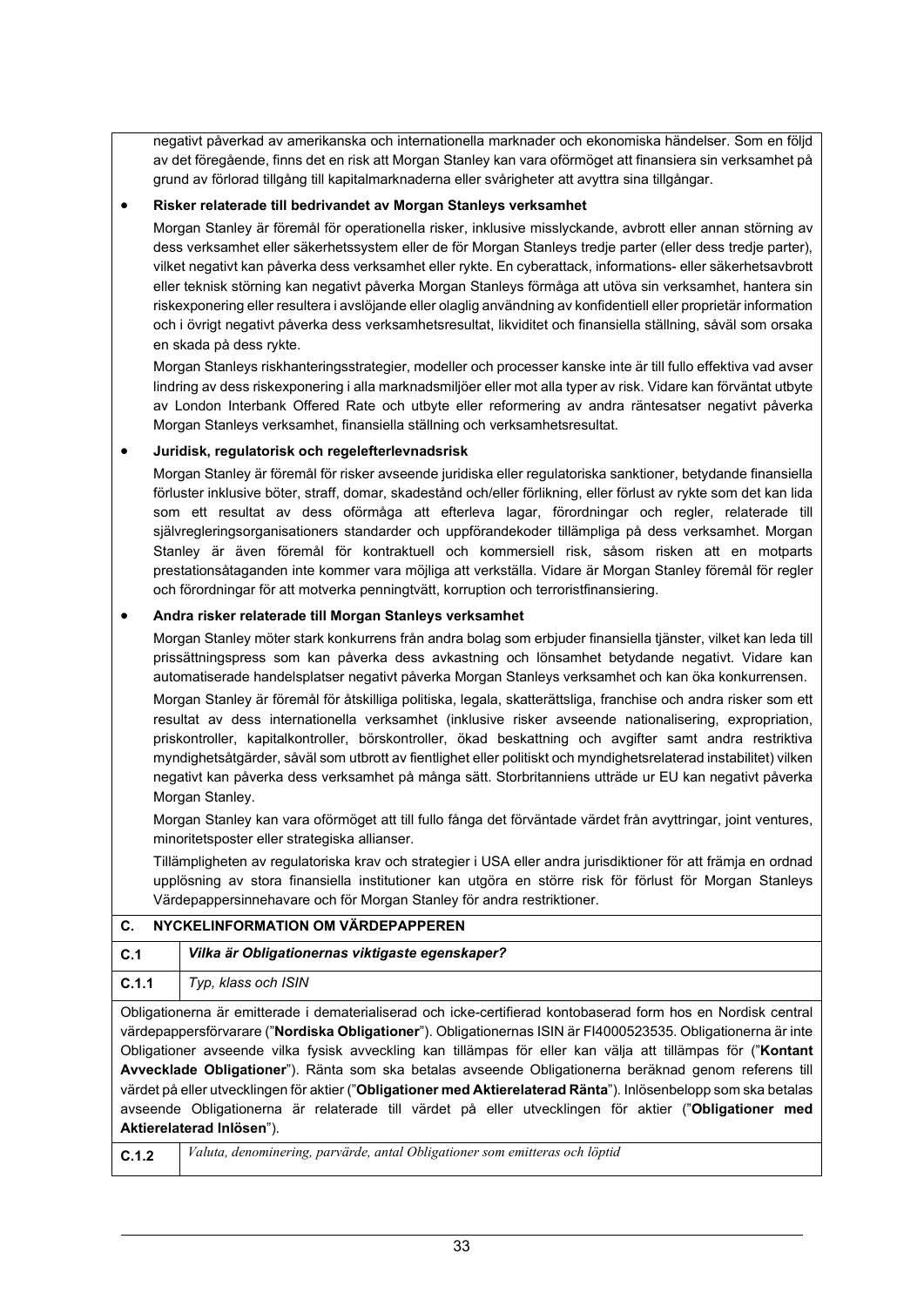negativt påverkad av amerikanska och internationella marknader och ekonomiska händelser. Som en följd av det föregående, finns det en risk att Morgan Stanley kan vara oförmöget att finansiera sin verksamhet på grund av förlorad tillgång till kapitalmarknaderna eller svårigheter att avyttra sina tillgångar.

- **Risker relaterade till bedrivandet av Morgan Stanleys verksamhet**

  Morgan Stanley är föremål för operationella risker, inklusive misslyckande, avbrott eller annan störning av dess verksamhet eller säkerhetssystem eller de för Morgan Stanleys tredje parter (eller dess tredje parter), vilket negativt kan påverka dess verksamhet eller rykte. En cyberattack, informations- eller säkerhetsavbrott eller teknisk störning kan negativt påverka Morgan Stanleys förmåga att utöva sin verksamhet, hantera sin riskexponering eller resultera i avslöjande eller olaglig användning av konfidentiell eller proprietär information och i övrigt negativt påverka dess verksamhetsresultat, likviditet och finansiella ställning, såväl som orsaka en skada på dess rykte.

  Morgan Stanleys riskhanteringsstrategier, modeller och processer kanske inte är till fullo effektiva vad avser lindring av dess riskexponering i alla marknadsmiljöer eller mot alla typer av risk. Vidare kan förväntat utbyte av London Interbank Offered Rate och utbyte eller reformering av andra räntesatser negativt påverka Morgan Stanleys verksamhet, finansiella ställning och verksamhetsresultat.

- **Juridisk, regulatorisk och regelefterlevnadsrisk**

  Morgan Stanley är föremål för risker avseende juridiska eller regulatoriska sanktioner, betydande finansiella förluster inklusive böter, straff, domar, skadestånd och/eller förlikning, eller förlust av rykte som det kan lida som ett resultat av dess oförmåga att efterleva lagar, förordningar och regler, relaterade till självregleringsorganisationers standarder och uppförandekoder tillämpliga på dess verksamhet. Morgan Stanley är även föremål för kontraktuell och kommersiell risk, såsom risken att en motparts prestationsåtaganden inte kommer vara möjliga att verkställa. Vidare är Morgan Stanley föremål för regler och förordningar för att motverka penningtvätt, korruption och terroristfinansiering.

- **Andra risker relaterade till Morgan Stanleys verksamhet**

  Morgan Stanley möter stark konkurrens från andra bolag som erbjuder finansiella tjänster, vilket kan leda till prissättningspress som kan påverka dess avkastning och lönsamhet betydande negativt. Vidare kan automatiserade handelsplatser negativt påverka Morgan Stanleys verksamhet och kan öka konkurrensen.

  Morgan Stanley är föremål för åtskilliga politiska, legala, skatterättsliga, franchise och andra risker som ett resultat av dess internationella verksamhet (inklusive risker avseende nationalisering, expropriation, priskontroller, kapitalkontroller, börskontroller, ökad beskattning och avgifter samt andra restriktiva myndighetsåtgärder, såväl som utbrott av fientlighet eller politiskt och myndighetsrelaterad instabilitet) vilken negativt kan påverka dess verksamhet på många sätt. Storbritanniens utträde ur EU kan negativt påverka Morgan Stanley.

  Morgan Stanley kan vara oförmöget att till fullo fånga det förväntade värdet från avyttringar, joint ventures, minoritetsposter eller strategiska allianser.

  Tillämpligheten av regulatoriska krav och strategier i USA eller andra jurisdiktioner för att främja en ordnad upplösning av stora finansiella institutioner kan utgöra en större risk för förlust för Morgan Stanleys Värdepappersinnehavare och för Morgan Stanley för andra restriktioner.

## C. NYCKELINFORMATION OM VÄRDEPAPPEREN

| C.1 | *Vilka är Obligationernas viktigaste egenskaper?* |
|---|---|
| **C.1.1** | *Typ, klass och ISIN* |

Obligationerna är emitterade i dematerialiserad och icke-certifierad kontobaserad form hos en Nordisk central värdepappersförvarare ("**Nordiska Obligationer**"). Obligationernas ISIN är FI4000523535. Obligationerna är inte Obligationer avseende vilka fysisk avveckling kan tillämpas för eller kan välja att tillämpas för ("**Kontant Avvecklade Obligationer**"). Ränta som ska betalas avseende Obligationerna beräknad genom referens till värdet på eller utvecklingen för aktier ("**Obligationer med Aktierelaterad Ränta**"). Inlösenbelopp som ska betalas avseende Obligationerna är relaterade till värdet på eller utvecklingen för aktier ("**Obligationer med Aktierelaterad Inlösen**").

| **C.1.2** | *Valuta, denominering, parvärde, antal Obligationer som emitteras och löptid* |
|---|---|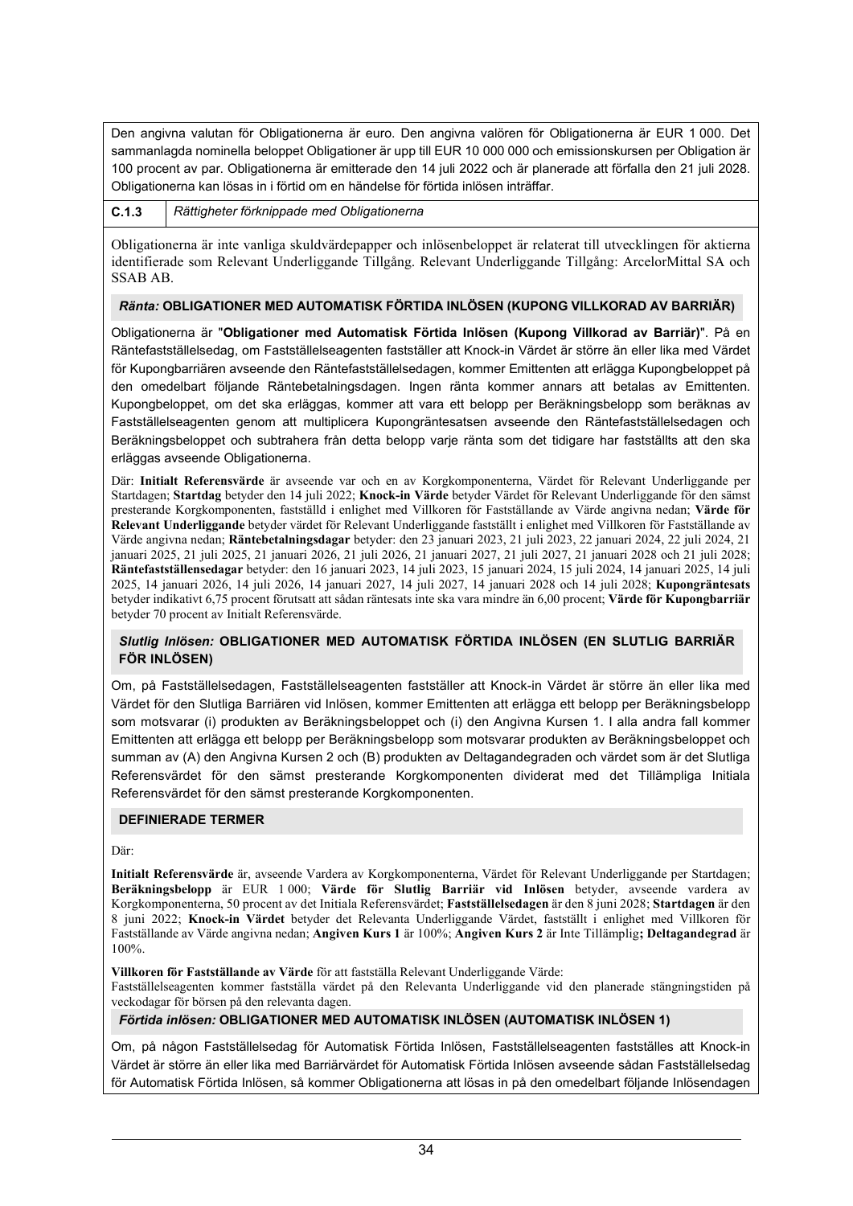Den angivna valutan för Obligationerna är euro. Den angivna valören för Obligationerna är EUR 1 000. Det sammanlagda nominella beloppet Obligationer är upp till EUR 10 000 000 och emissionskursen per Obligation är 100 procent av par. Obligationerna är emitterade den 14 juli 2022 och är planerade att förfalla den 21 juli 2028. Obligationerna kan lösas in i förtid om en händelse för förtida inlösen inträffar.

| **C.1.3** | *Rättigheter förknippade med Obligationerna* |
|---|---|

Obligationerna är inte vanliga skuldvärdepapper och inlösenbeloppet är relaterat till utvecklingen för aktierna identifierade som Relevant Underliggande Tillgång. Relevant Underliggande Tillgång: ArcelorMittal SA och SSAB AB.

***Ränta:* OBLIGATIONER MED AUTOMATISK FÖRTIDA INLÖSEN (KUPONG VILLKORAD AV BARRIÄR)**

Obligationerna är "**Obligationer med Automatisk Förtida Inlösen (Kupong Villkorad av Barriär)**". På en Räntefastställelsedag, om Fastställelseagenten fastställer att Knock-in Värdet är större än eller lika med Värdet för Kupongbarriären avseende den Räntefastställelsedagen, kommer Emittenten att erlägga Kupongbeloppet på den omedelbart följande Räntebetalningsdagen. Ingen ränta kommer annars att betalas av Emittenten. Kupongbeloppet, om det ska erläggas, kommer att vara ett belopp per Beräkningsbelopp som beräknas av Fastställelseagenten genom att multiplicera Kupongräntesatsen avseende den Räntefastställelsedagen och Beräkningsbeloppet och subtrahera från detta belopp varje ränta som det tidigare har fastställts att den ska erläggas avseende Obligationerna.

Där: **Initialt Referensvärde** är avseende var och en av Korgkomponenterna, Värdet för Relevant Underliggande per Startdagen; **Startdag** betyder den 14 juli 2022; **Knock-in Värde** betyder Värdet för Relevant Underliggande för den sämst presterande Korgkomponenten, fastställd i enlighet med Villkoren för Fastställande av Värde angivna nedan; **Värde för Relevant Underliggande** betyder värdet för Relevant Underliggande fastställt i enlighet med Villkoren för Fastställande av Värde angivna nedan; **Räntebetalningsdagar** betyder: den 23 januari 2023, 21 juli 2023, 22 januari 2024, 22 juli 2024, 21 januari 2025, 21 juli 2025, 21 januari 2026, 21 juli 2026, 21 januari 2027, 21 juli 2027, 21 januari 2028 och 21 juli 2028; **Räntefastställensedagar** betyder: den 16 januari 2023, 14 juli 2023, 15 januari 2024, 15 juli 2024, 14 januari 2025, 14 juli 2025, 14 januari 2026, 14 juli 2026, 14 januari 2027, 14 juli 2027, 14 januari 2028 och 14 juli 2028; **Kupongräntesats** betyder indikativt 6,75 procent förutsatt att sådan räntesats inte ska vara mindre än 6,00 procent; **Värde för Kupongbarriär** betyder 70 procent av Initialt Referensvärde.

***Slutlig Inlösen:* OBLIGATIONER MED AUTOMATISK FÖRTIDA INLÖSEN (EN SLUTLIG BARRIÄR FÖR INLÖSEN)**

Om, på Fastställelsedagen, Fastställelseagenten fastställer att Knock-in Värdet är större än eller lika med Värdet för den Slutliga Barriären vid Inlösen, kommer Emittenten att erlägga ett belopp per Beräkningsbelopp som motsvarar (i) produkten av Beräkningsbeloppet och (i) den Angivna Kursen 1. I alla andra fall kommer Emittenten att erlägga ett belopp per Beräkningsbelopp som motsvarar produkten av Beräkningsbeloppet och summan av (A) den Angivna Kursen 2 och (B) produkten av Deltagandegraden och värdet som är det Slutliga Referensvärdet för den sämst presterande Korgkomponenten dividerat med det Tillämpliga Initiala Referensvärdet för den sämst presterande Korgkomponenten.

**DEFINIERADE TERMER**

Där:

**Initialt Referensvärde** är, avseende Vardera av Korgkomponenterna, Värdet för Relevant Underliggande per Startdagen; **Beräkningsbelopp** är EUR 1 000; **Värde för Slutlig Barriär vid Inlösen** betyder, avseende vardera av Korgkomponenterna, 50 procent av det Initiala Referensvärdet; **Fastställelsedagen** är den 8 juni 2028; **Startdagen** är den 8 juni 2022; **Knock-in Värdet** betyder det Relevanta Underliggande Värdet, fastställt i enlighet med Villkoren för Fastställande av Värde angivna nedan; **Angiven Kurs 1** är 100%; **Angiven Kurs 2** är Inte Tillämplig**; Deltagandegrad** är 100%.

**Villkoren för Fastställande av Värde** för att fastställa Relevant Underliggande Värde:
Fastställelseagenten kommer fastställa värdet på den Relevanta Underliggande vid den planerade stängningstiden på veckodagar för börsen på den relevanta dagen.

***Förtida inlösen:* OBLIGATIONER MED AUTOMATISK INLÖSEN (AUTOMATISK INLÖSEN 1)**

Om, på någon Fastställelsedag för Automatisk Förtida Inlösen, Fastställelseagenten fastställes att Knock-in Värdet är större än eller lika med Barriärvärdet för Automatisk Förtida Inlösen avseende sådan Fastställelsedag för Automatisk Förtida Inlösen, så kommer Obligationerna att lösas in på den omedelbart följande Inlösendagen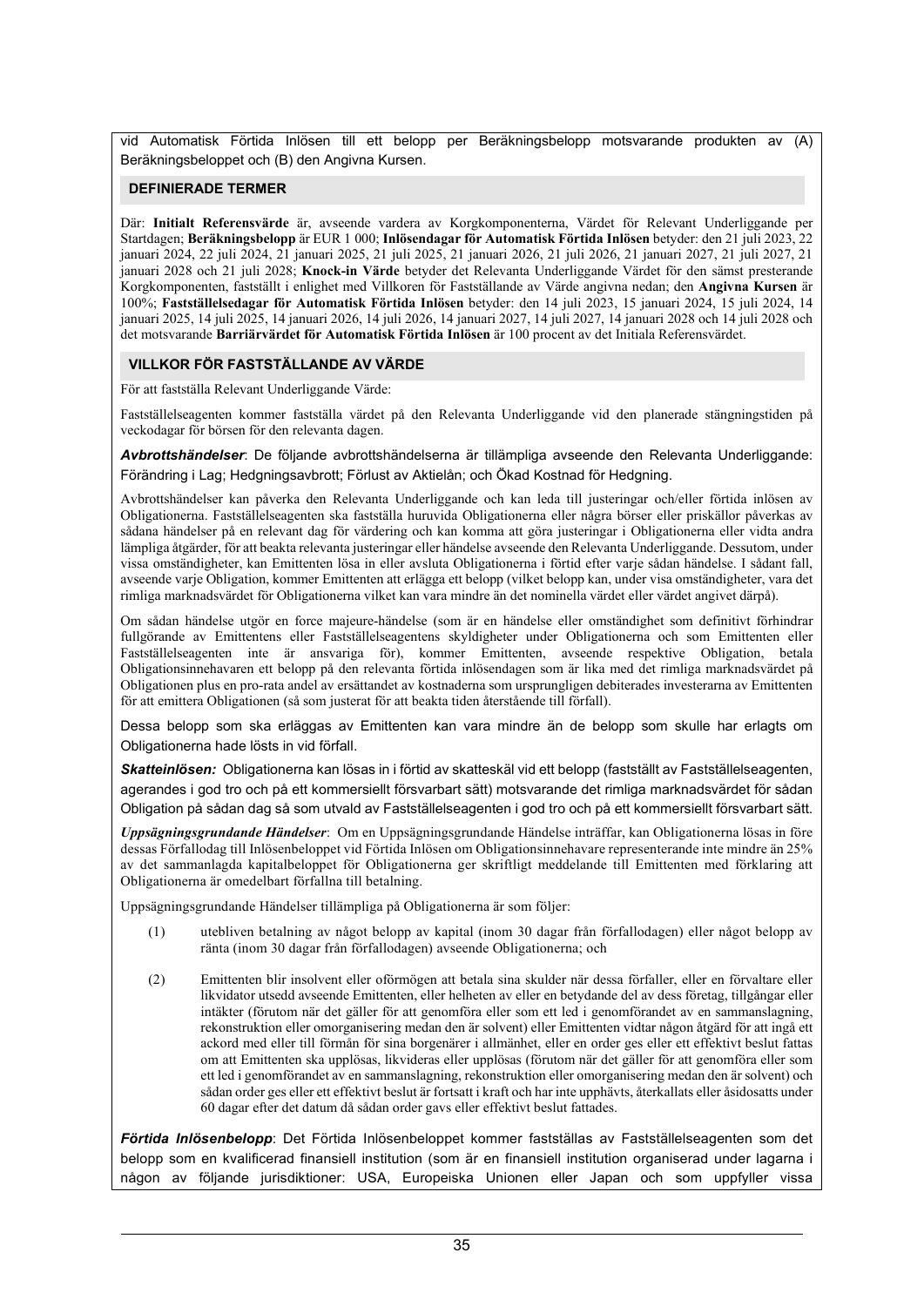vid Automatisk Förtida Inlösen till ett belopp per Beräkningsbelopp motsvarande produkten av (A) Beräkningsbeloppet och (B) den Angivna Kursen.

### DEFINIERADE TERMER

Där: **Initialt Referensvärde** är, avseende vardera av Korgkomponenterna, Värdet för Relevant Underliggande per Startdagen; **Beräkningsbelopp** är EUR 1 000; **Inlösendagar för Automatisk Förtida Inlösen** betyder: den 21 juli 2023, 22 januari 2024, 22 juli 2024, 21 januari 2025, 21 juli 2025, 21 januari 2026, 21 juli 2026, 21 januari 2027, 21 juli 2027, 21 januari 2028 och 21 juli 2028; **Knock-in Värde** betyder det Relevanta Underliggande Värdet för den sämst presterande Korgkomponenten, fastställt i enlighet med Villkoren för Fastställande av Värde angivna nedan; den **Angivna Kursen** är 100%; **Fastställelsedagar för Automatisk Förtida Inlösen** betyder: den 14 juli 2023, 15 januari 2024, 15 juli 2024, 14 januari 2025, 14 juli 2025, 14 januari 2026, 14 juli 2026, 14 januari 2027, 14 juli 2027, 14 januari 2028 och 14 juli 2028 och det motsvarande **Barriärvärdet för Automatisk Förtida Inlösen** är 100 procent av det Initiala Referensvärdet.

### VILLKOR FÖR FASTSTÄLLANDE AV VÄRDE

För att fastställa Relevant Underliggande Värde:

Fastställelseagenten kommer fastställa värdet på den Relevanta Underliggande vid den planerade stängningstiden på veckodagar för börsen för den relevanta dagen.

***Avbrottshändelser***: De följande avbrottshändelserna är tillämpliga avseende den Relevanta Underliggande: Förändring i Lag; Hedgningsavbrott; Förlust av Aktielån; och Ökad Kostnad för Hedgning.

Avbrottshändelser kan påverka den Relevanta Underliggande och kan leda till justeringar och/eller förtida inlösen av Obligationerna. Fastställelseagenten ska fastställa huruvida Obligationerna eller några börser eller priskällor påverkas av sådana händelser på en relevant dag för värdering och kan komma att göra justeringar i Obligationerna eller vidta andra lämpliga åtgärder, för att beakta relevanta justeringar eller händelse avseende den Relevanta Underliggande. Dessutom, under vissa omständigheter, kan Emittenten lösa in eller avsluta Obligationerna i förtid efter varje sådan händelse. I sådant fall, avseende varje Obligation, kommer Emittenten att erlägga ett belopp (vilket belopp kan, under visa omständigheter, vara det rimliga marknadsvärdet för Obligationerna vilket kan vara mindre än det nominella värdet eller värdet angivet däråp).

Om sådan händelse utgör en force majeure-händelse (som är en händelse eller omständighet som definitivt förhindrar fullgörande av Emittentens eller Fastställelseagentens skyldigheter under Obligationerna och som Emittenten eller Fastställelseagenten inte är ansvariga för), kommer Emittenten, avseende respektive Obligation, betala Obligationsinnehavaren ett belopp på den relevanta förtida inlösendagen som är lika med det rimliga marknadsvärdet på Obligationen plus en pro-rata andel av ersättandet av kostnaderna som ursprungligen debiterades investerarna av Emittenten för att emittera Obligationen (så som justerat för att beakta tiden återstående till förfall).

Dessa belopp som ska erläggas av Emittenten kan vara mindre än de belopp som skulle har erlagts om Obligationerna hade lösts in vid förfall.

***Skatteinlösen:*** Obligationerna kan lösas in i förtid av skatteskäl vid ett belopp (fastställt av Fastställelseagenten, agerandes i god tro och på ett kommersiellt försvarbart sätt) motsvarande det rimliga marknadsvärdet för sådan Obligation på sådan dag så som utvald av Fastställelseagenten i god tro och på ett kommersiellt försvarbart sätt.

***Uppsägningsgrundande Händelser***: Om en Uppsägningsgrundande Händelse inträffar, kan Obligationerna lösas in före dessas Förfallodag till Inlösenbeloppet vid Förtida Inlösen om Obligationsinnehavare representerande inte mindre än 25% av det sammanlagda kapitalbeloppet för Obligationerna ger skriftligt meddelande till Emittenten med förklaring att Obligationerna är omedelbart förfallna till betalning.

Uppsägningsgrundande Händelser tillämpliga på Obligationerna är som följer:

(1) utebliven betalning av något belopp av kapital (inom 30 dagar från förfallodagen) eller något belopp av ränta (inom 30 dagar från förfallodagen) avseende Obligationerna; och

(2) Emittenten blir insolvent eller oförmögen att betala sina skulder när dessa förfaller, eller en förvaltare eller likvidator utsedd avseende Emittenten, eller helheten av eller en betydande del av dess företag, tillgångar eller intäkter (förutom när det gäller för att genomföra eller som ett led i genomförandet av en sammanslagning, rekonstruktion eller omorganisering medan den är solvent) eller Emittenten vidtar någon åtgärd för att ingå ett ackord med eller till förmån för sina borgenärer i allmänhet, eller en order ges eller ett effektivt beslut fattas om att Emittenten ska upplösas, likvideras eller upplösas (förutom när det gäller för att genomföra eller som ett led i genomförandet av en sammanslagning, rekonstruktion eller omorganisering medan den är solvent) och sådan order ges eller ett effektivt beslut är fortsatt i kraft och har inte upphävts, återkallats eller åsidosatts under 60 dagar efter det datum då sådan order gavs eller effektivt beslut fattades.

***Förtida Inlösenbelopp***: Det Förtida Inlösenbeloppet kommer fastställas av Fastställelseagenten som det belopp som en kvalificerad finansiell institution (som är en finansiell institution organiserad under lagarna i någon av följande jurisdiktioner: USA, Europeiska Unionen eller Japan och som uppfyller vissa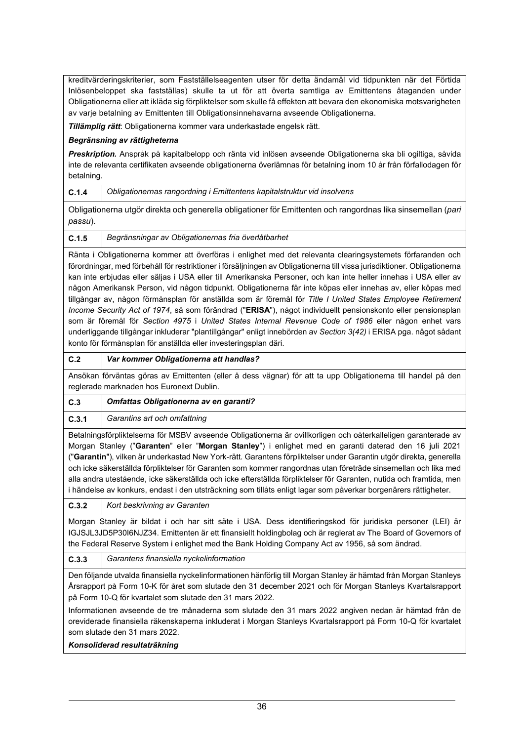kreditvärderingskriterier, som Fastställelseagenten utser för detta ändamål vid tidpunkten när det Förtida Inlösenbeloppet ska fastställas) skulle ta ut för att överta samtliga av Emittentens åtaganden under Obligationerna eller att ikläda sig förpliktelser som skulle få effekten att bevara den ekonomiska motsvarigheten av varje betalning av Emittenten till Obligationsinnehavarna avseende Obligationerna.

***Tillämplig rätt***: Obligationerna kommer vara underkastade engelsk rätt.

***Begränsning av rättigheterna***

***Preskription.*** Anspråk på kapitalbelopp och ränta vid inlösen avseende Obligationerna ska bli ogiltiga, såvida inte de relevanta certifikaten avseende obligationerna överlämnas för betalning inom 10 år från förfallodagen för betalning.

| **C.1.4** | *Obligationernas rangordning i Emittentens kapitalstruktur vid insolvens* |
|---|---|

Obligationerna utgör direkta och generella obligationer för Emittenten och rangordnas lika sinsemellan (*pari passu*).

| **C.1.5** | *Begränsningar av Obligationernas fria överlåtbarhet* |
|---|---|

Ränta i Obligationerna kommer att överföras i enlighet med det relevanta clearingsystemets förfaranden och förordningar, med förbehåll för restriktioner i försäljningen av Obligationerna till vissa jurisdiktioner. Obligationerna kan inte erbjudas eller säljas i USA eller till Amerikanska Personer, och kan inte heller innehas i USA eller av någon Amerikansk Person, vid någon tidpunkt. Obligationerna får inte köpas eller innehas av, eller köpas med tillgångar av, någon förmånsplan för anställda som är föremål för *Title I United States Employee Retirement Income Security Act of 1974*, så som förändrad ("**ERISA**"), något individuellt pensionskonto eller pensionsplan som är föremål för *Section 4975* i *United States Internal Revenue Code of 1986* eller någon enhet vars underliggande tillgångar inkluderar "plantillgångar" enligt innebörden av *Section 3(42)* i ERISA pga. något sådant konto för förmånsplan för anställda eller investeringsplan däri.

| **C.2** | ***Var kommer Obligationerna att handlas?*** |
|---|---|

Ansökan förväntas göras av Emittenten (eller å dess vägnar) för att ta upp Obligationerna till handel på den reglerade marknaden hos Euronext Dublin.

| **C.3** | ***Omfattas Obligationerna av en garanti?*** |
|---|---|
| **C.3.1** | *Garantins art och omfattning* |

Betalningsförpliktelserna för MSBV avseende Obligationerna är ovillkorligen och oåterkalleligen garanterade av Morgan Stanley ("**Garanten**" eller "**Morgan Stanley**") i enlighet med en garanti daterad den 16 juli 2021 ("**Garantin**"), vilken är underkastad New York-rätt. Garantens förpliktelser under Garantin utgör direkta, generella och icke säkerställda förpliktelser för Garanten som kommer rangordnas utan företräde sinsemellan och lika med alla andra utestående, icke säkerställda och icke efterställda förpliktelser för Garanten, nutida och framtida, men i händelse av konkurs, endast i den utsträckning som tillåts enligt lagar som påverkar borgenärers rättigheter.

| **C.3.2** | *Kort beskrivning av Garanten* |
|---|---|

Morgan Stanley är bildat i och har sitt säte i USA. Dess identifieringskod för juridiska personer (LEI) är IGJSJL3JD5P30I6NJZ34. Emittenten är ett finansiellt holdingbolag och är reglerat av The Board of Governors of the Federal Reserve System i enlighet med the Bank Holding Company Act av 1956, så som ändrad.

| **C.3.3** | *Garantens finansiella nyckelinformation* |
|---|---|

Den följande utvalda finansiella nyckelinformationen hänförlig till Morgan Stanley är hämtad från Morgan Stanleys Årsrapport på Form 10-K för året som slutade den 31 december 2021 och för Morgan Stanleys Kvartalsrapport på Form 10-Q för kvartalet som slutade den 31 mars 2022.

Informationen avseende de tre månaderna som slutade den 31 mars 2022 angiven nedan är hämtad från de oreviderade finansiella räkenskaperna inkluderat i Morgan Stanleys Kvartalsrapport på Form 10-Q för kvartalet som slutade den 31 mars 2022.

***Konsoliderad resultaträkning***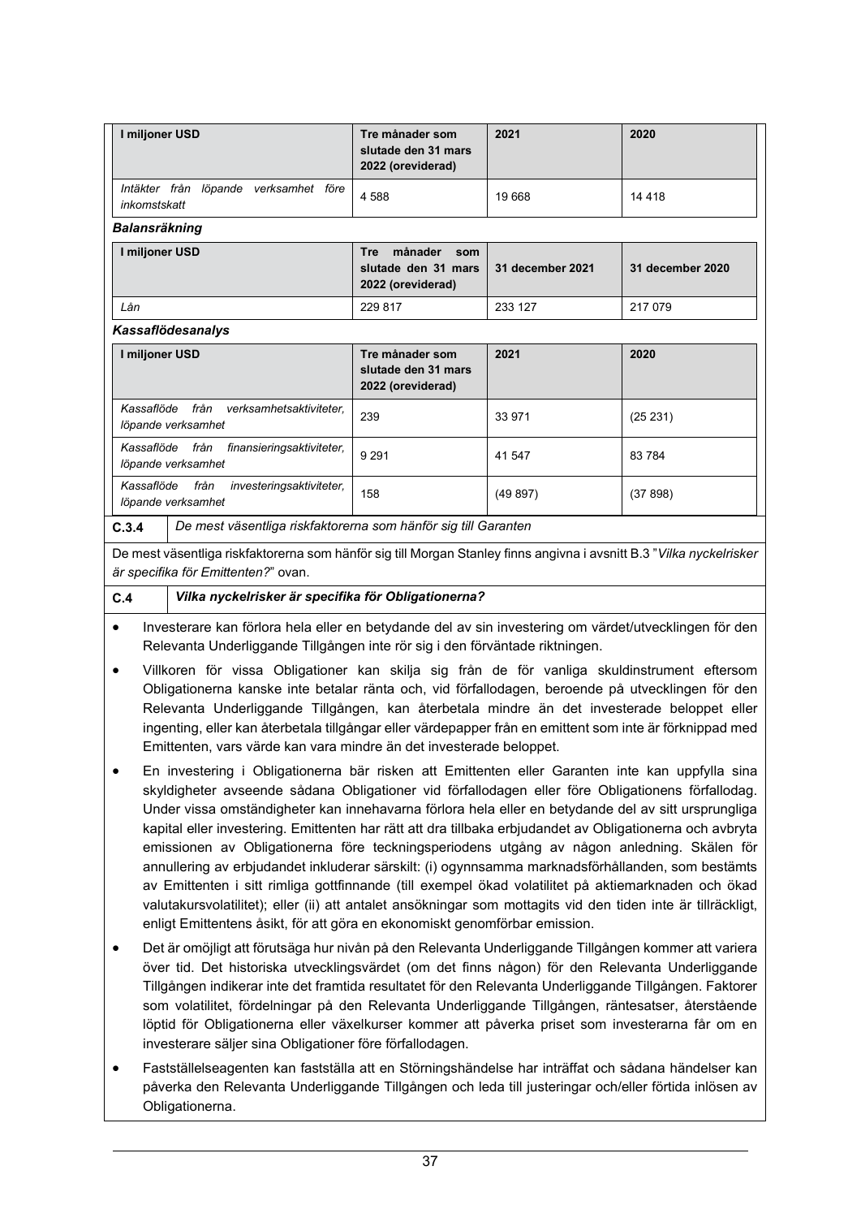| I miljoner USD | Tre månader som slutade den 31 mars 2022 (oreviderad) | 2021 | 2020 |
|---|---|---|---|
| *Intäkter från löpande verksamhet före inkomstskatt* | 4 588 | 19 668 | 14 418 |

***Balansräkning***

| I miljoner USD | Tre månader som slutade den 31 mars 2022 (oreviderad) | 31 december 2021 | 31 december 2020 |
|---|---|---|---|
| *Lån* | 229 817 | 233 127 | 217 079 |

***Kassaflödesanalys***

| I miljoner USD | Tre månader som slutade den 31 mars 2022 (oreviderad) | 2021 | 2020 |
|---|---|---|---|
| *Kassaflöde från verksamhetsaktiviteter, löpande verksamhet* | 239 | 33 971 | (25 231) |
| *Kassaflöde från finansieringsaktiviteter, löpande verksamhet* | 9 291 | 41 547 | 83 784 |
| *Kassaflöde från investeringsaktiviteter, löpande verksamhet* | 158 | (49 897) | (37 898) |

**C.3.4** *De mest väsentliga riskfaktorerna som hänför sig till Garanten*

De mest väsentliga riskfaktorerna som hänför sig till Morgan Stanley finns angivna i avsnitt B.3 "*Vilka nyckelrisker är specifika för Emittenten?*" ovan.

**C.4** ***Vilka nyckelrisker är specifika för Obligationerna?***

- Investerare kan förlora hela eller en betydande del av sin investering om värdet/utvecklingen för den Relevanta Underliggande Tillgången inte rör sig i den förväntade riktningen.
- Villkoren för vissa Obligationer kan skilja sig från de för vanliga skuldinstrument eftersom Obligationerna kanske inte betalar ränta och, vid förfallodagen, beroende på utvecklingen för den Relevanta Underliggande Tillgången, kan återbetala mindre än det investerade beloppet eller ingenting, eller kan återbetala tillgångar eller värdepapper från en emittent som inte är förknippad med Emittenten, vars värde kan vara mindre än det investerade beloppet.
- En investering i Obligationerna bär risken att Emittenten eller Garanten inte kan uppfylla sina skyldigheter avseende sådana Obligationer vid förfallodagen eller före Obligationens förfallodag. Under vissa omständigheter kan innehavarna förlora hela eller en betydande del av sitt ursprungliga kapital eller investering. Emittenten har rätt att dra tillbaka erbjudandet av Obligationerna och avbryta emissionen av Obligationerna före teckningsperiodens utgång av någon anledning. Skälen för annullering av erbjudandet inkluderar särskilt: (i) ogynnsamma marknadsförhållanden, som bestämts av Emittenten i sitt rimliga gottfinnande (till exempel ökad volatilitet på aktiemarknaden och ökad valutakursvolatilitet); eller (ii) att antalet ansökningar som mottagits vid den tiden inte är tillräckligt, enligt Emittentens åsikt, för att göra en ekonomiskt genomförbar emission.
- Det är omöjligt att förutsäga hur nivån på den Relevanta Underliggande Tillgången kommer att variera över tid. Det historiska utvecklingsvärdet (om det finns någon) för den Relevanta Underliggande Tillgången indikerar inte det framtida resultatet för den Relevanta Underliggande Tillgången. Faktorer som volatilitet, fördelningar på den Relevanta Underliggande Tillgången, räntesatser, återstående löptid för Obligationerna eller växelkurser kommer att påverka priset som investerarna får om en investerare säljer sina Obligationer före förfallodagen.
- Fastställelseagenten kan fastställa att en Störningshändelse har inträffat och sådana händelser kan påverka den Relevanta Underliggande Tillgången och leda till justeringar och/eller förtida inlösen av Obligationerna.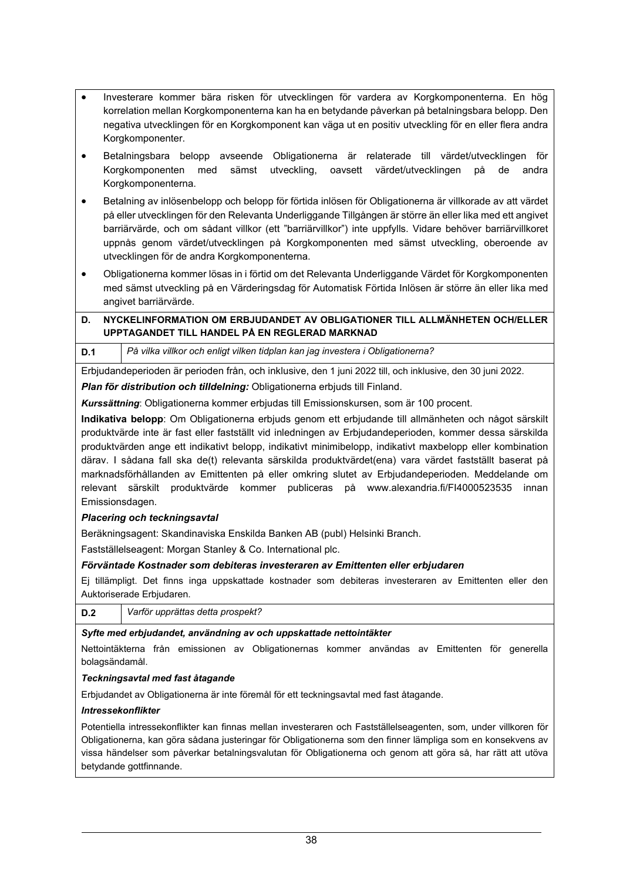- Investerare kommer bära risken för utvecklingen för vardera av Korgkomponenterna. En hög korrelation mellan Korgkomponenterna kan ha en betydande påverkan på betalningsbara belopp. Den negativa utvecklingen för en Korgkomponent kan väga ut en positiv utveckling för en eller flera andra Korgkomponenter.
- Betalningsbara belopp avseende Obligationerna är relaterade till värdet/utvecklingen för Korgkomponenten med sämst utveckling, oavsett värdet/utvecklingen på de andra Korgkomponenterna.
- Betalning av inlösenbelopp och belopp för förtida inlösen för Obligationerna är villkorade av att värdet på eller utvecklingen för den Relevanta Underliggande Tillgången är större än eller lika med ett angivet barriärvärde, och om sådant villkor (ett "barriärvillkor") inte uppfylls. Vidare behöver barriärvillkoret uppnås genom värdet/utvecklingen på Korgkomponenten med sämst utveckling, oberoende av utvecklingen för de andra Korgkomponenterna.
- Obligationerna kommer lösas in i förtid om det Relevanta Underliggande Värdet för Korgkomponenten med sämst utveckling på en Värderingsdag för Automatisk Förtida Inlösen är större än eller lika med angivet barriärvärde.

**D. NYCKELINFORMATION OM ERBJUDANDET AV OBLIGATIONER TILL ALLMÄNHETEN OCH/ELLER UPPTAGANDET TILL HANDEL PÅ EN REGLERAD MARKNAD**

| | |
|---|---|
| **D.1** | *På vilka villkor och enligt vilken tidplan kan jag investera i Obligationerna?* |

Erbjudandeperioden är perioden från, och inklusive, den 1 juni 2022 till, och inklusive, den 30 juni 2022.

***Plan för distribution och tilldelning:*** Obligationerna erbjuds till Finland.

***Kurssättning***: Obligationerna kommer erbjudas till Emissionskursen, som är 100 procent.

**Indikativa belopp**: Om Obligationerna erbjuds genom ett erbjudande till allmänheten och något särskilt produktvärde inte är fast eller fastställt vid inledningen av Erbjudandeperioden, kommer dessa särskilda produktvärden ange ett indikativt belopp, indikativt minimibelopp, indikativt maxbelopp eller kombination därav. I sådana fall ska de(t) relevanta särskilda produktvärdet(ena) vara värdet fastställt baserat på marknadsförhållanden av Emittenten på eller omkring slutet av Erbjudandeperioden. Meddelande om relevant särskilt produktvärde kommer publiceras på www.alexandria.fi/FI4000523535 innan Emissionsdagen.

***Placering och teckningsavtal***

Beräkningsagent: Skandinaviska Enskilda Banken AB (publ) Helsinki Branch.

Fastställelseagent: Morgan Stanley & Co. International plc.

***Förväntade Kostnader som debiteras investeraren av Emittenten eller erbjudaren***

Ej tillämpligt. Det finns inga uppskattade kostnader som debiteras investeraren av Emittenten eller den Auktoriserade Erbjudaren.

| | |
|---|---|
| **D.2** | *Varför upprättas detta prospekt?* |

***Syfte med erbjudandet, användning av och uppskattade nettointäkter***

Nettointäkterna från emissionen av Obligationernas kommer användas av Emittenten för generella bolagsändamål.

***Teckningsavtal med fast åtagande***

Erbjudandet av Obligationerna är inte föremål för ett teckningsavtal med fast åtagande.

***Intressekonflikter***

Potentiella intressekonflikter kan finnas mellan investeraren och Fastställelseagenten, som, under villkoren för Obligationerna, kan göra sådana justeringar för Obligationerna som den finner lämpliga som en konsekvens av vissa händelser som påverkar betalningsvalutan för Obligationerna och genom att göra så, har rätt att utöva betydande gottfinnande.